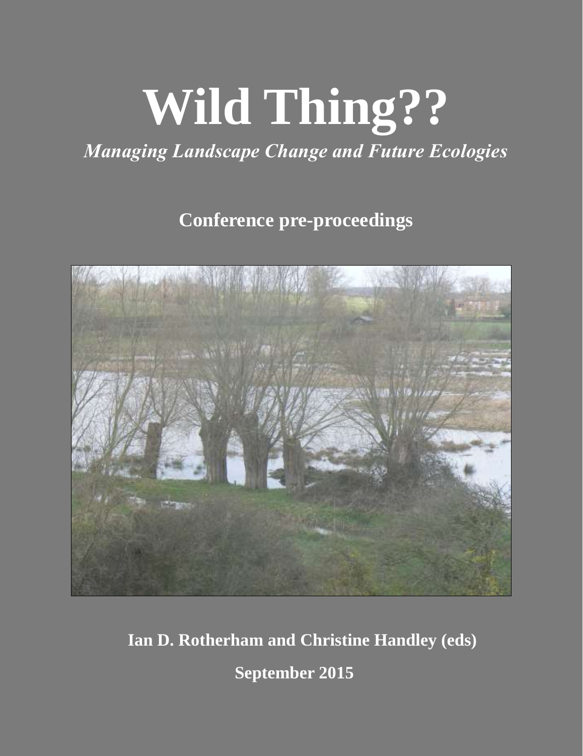# Wild Thing??

*Managing Landscape Change and Future Ecologies*

**Conference pre-proceedings**

**Ian D. Rotherham and Christine Handley (eds)**

**September 2015**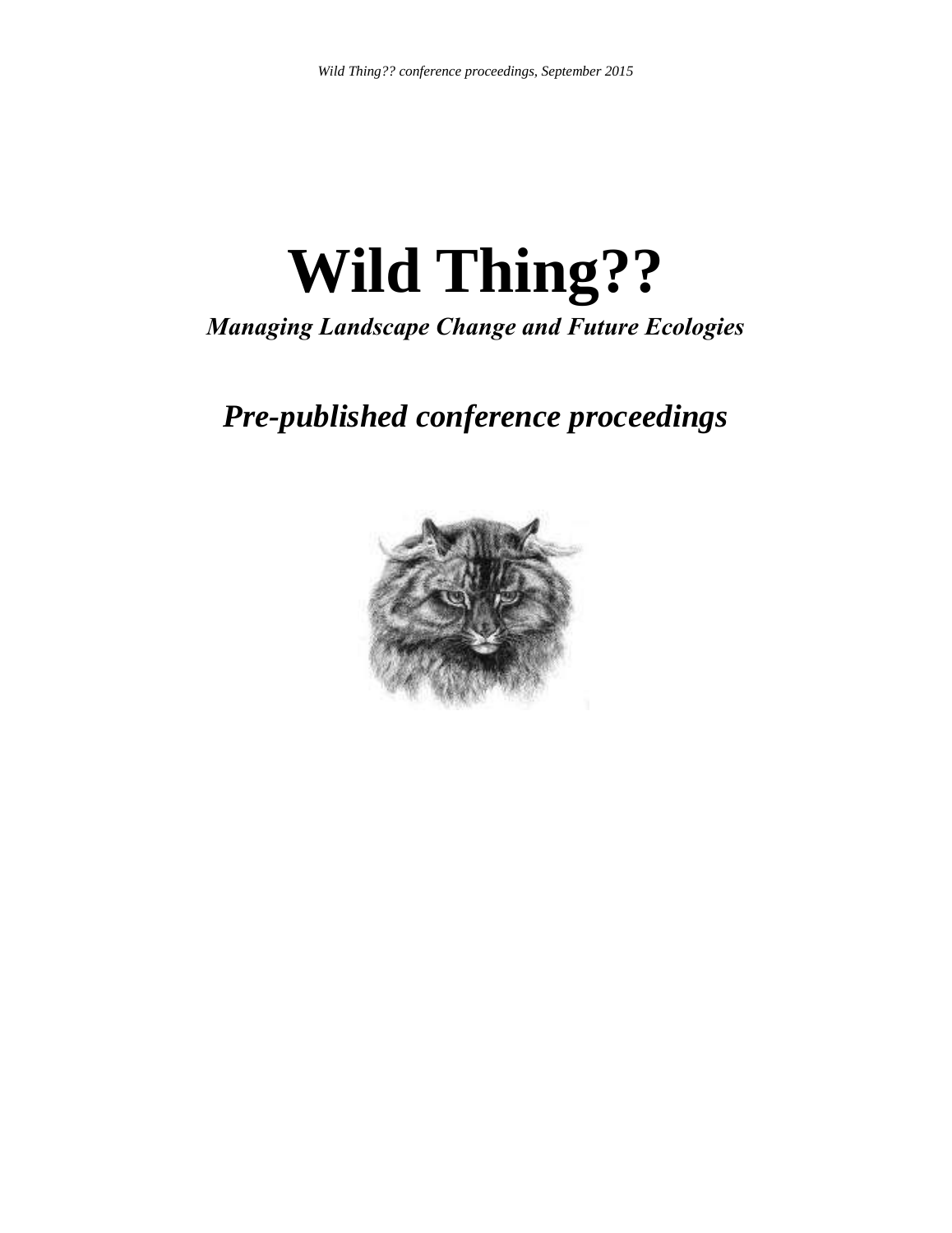# Wild Thing??

***Managing Landscape Change and Future Ecologies***

## *Pre-published conference proceedings*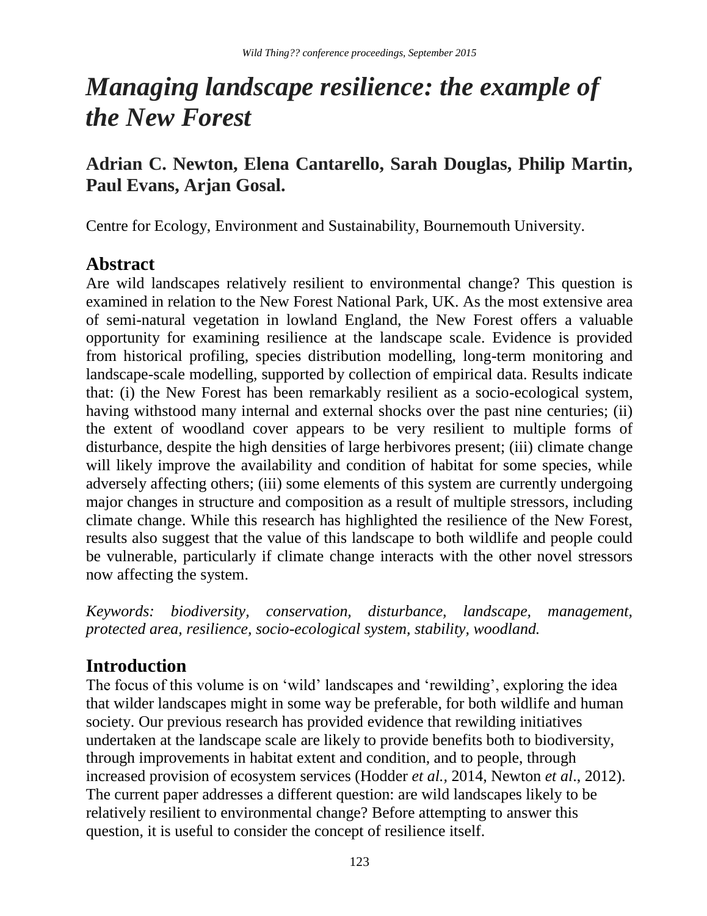# *Managing landscape resilience: the example of the New Forest*

## Adrian C. Newton, Elena Cantarello, Sarah Douglas, Philip Martin, Paul Evans, Arjan Gosal.

Centre for Ecology, Environment and Sustainability, Bournemouth University.

## Abstract

Are wild landscapes relatively resilient to environmental change? This question is examined in relation to the New Forest National Park, UK. As the most extensive area of semi-natural vegetation in lowland England, the New Forest offers a valuable opportunity for examining resilience at the landscape scale. Evidence is provided from historical profiling, species distribution modelling, long-term monitoring and landscape-scale modelling, supported by collection of empirical data. Results indicate that: (i) the New Forest has been remarkably resilient as a socio-ecological system, having withstood many internal and external shocks over the past nine centuries; (ii) the extent of woodland cover appears to be very resilient to multiple forms of disturbance, despite the high densities of large herbivores present; (iii) climate change will likely improve the availability and condition of habitat for some species, while adversely affecting others; (iii) some elements of this system are currently undergoing major changes in structure and composition as a result of multiple stressors, including climate change. While this research has highlighted the resilience of the New Forest, results also suggest that the value of this landscape to both wildlife and people could be vulnerable, particularly if climate change interacts with the other novel stressors now affecting the system.

*Keywords: biodiversity, conservation, disturbance, landscape, management, protected area, resilience, socio-ecological system, stability, woodland.*

## Introduction

The focus of this volume is on 'wild' landscapes and 'rewilding', exploring the idea that wilder landscapes might in some way be preferable, for both wildlife and human society. Our previous research has provided evidence that rewilding initiatives undertaken at the landscape scale are likely to provide benefits both to biodiversity, through improvements in habitat extent and condition, and to people, through increased provision of ecosystem services (Hodder *et al.,* 2014, Newton *et al.*, 2012). The current paper addresses a different question: are wild landscapes likely to be relatively resilient to environmental change? Before attempting to answer this question, it is useful to consider the concept of resilience itself.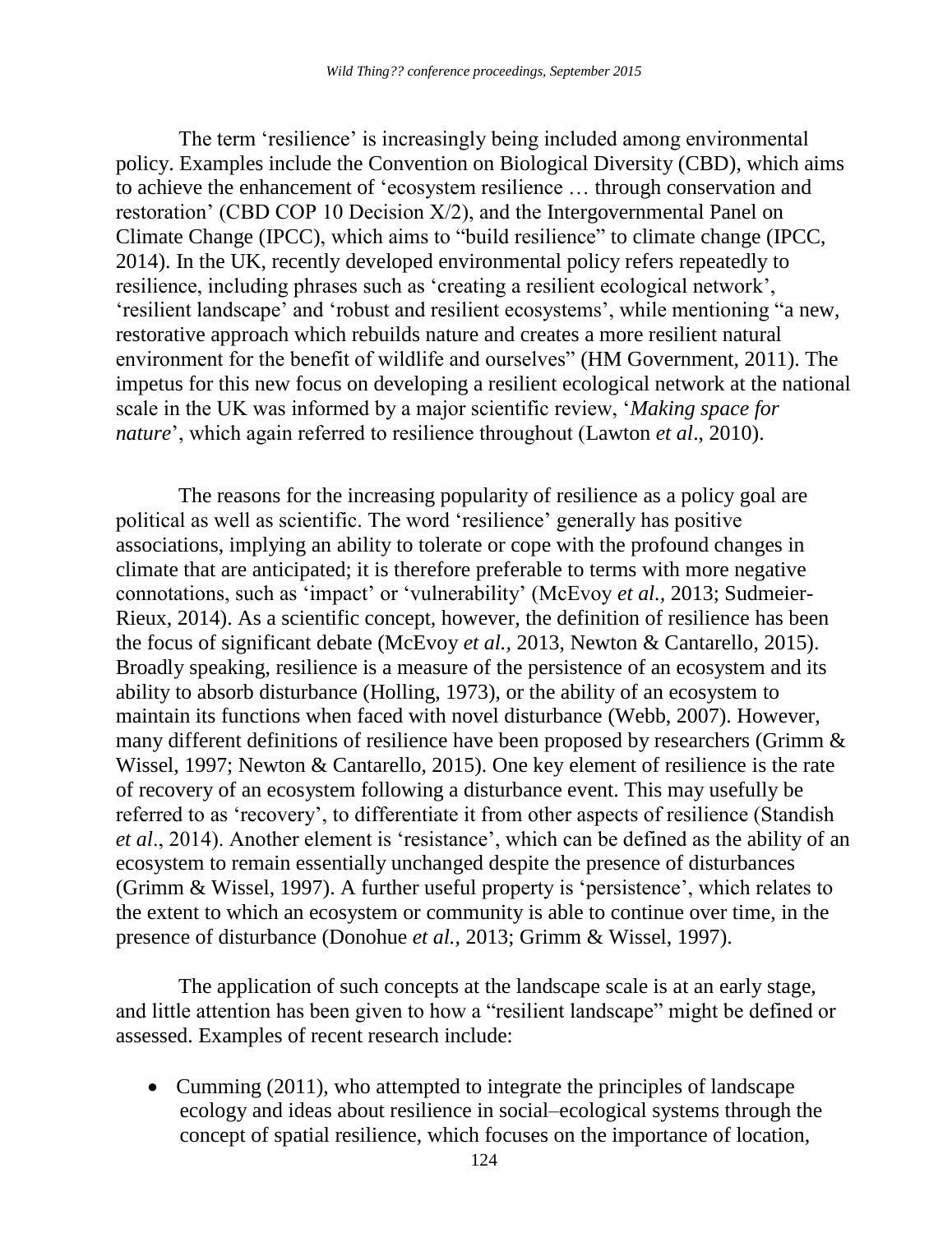The term 'resilience' is increasingly being included among environmental policy. Examples include the Convention on Biological Diversity (CBD), which aims to achieve the enhancement of 'ecosystem resilience … through conservation and restoration' (CBD COP 10 Decision X/2), and the Intergovernmental Panel on Climate Change (IPCC), which aims to "build resilience" to climate change (IPCC, 2014). In the UK, recently developed environmental policy refers repeatedly to resilience, including phrases such as 'creating a resilient ecological network', 'resilient landscape' and 'robust and resilient ecosystems', while mentioning "a new, restorative approach which rebuilds nature and creates a more resilient natural environment for the benefit of wildlife and ourselves" (HM Government, 2011). The impetus for this new focus on developing a resilient ecological network at the national scale in the UK was informed by a major scientific review, '*Making space for nature*', which again referred to resilience throughout (Lawton *et al*., 2010).

The reasons for the increasing popularity of resilience as a policy goal are political as well as scientific. The word 'resilience' generally has positive associations, implying an ability to tolerate or cope with the profound changes in climate that are anticipated; it is therefore preferable to terms with more negative connotations, such as 'impact' or 'vulnerability' (McEvoy *et al.,* 2013; Sudmeier-Rieux, 2014). As a scientific concept, however, the definition of resilience has been the focus of significant debate (McEvoy *et al.,* 2013, Newton & Cantarello, 2015). Broadly speaking, resilience is a measure of the persistence of an ecosystem and its ability to absorb disturbance (Holling, 1973), or the ability of an ecosystem to maintain its functions when faced with novel disturbance (Webb, 2007). However, many different definitions of resilience have been proposed by researchers (Grimm & Wissel, 1997; Newton & Cantarello, 2015). One key element of resilience is the rate of recovery of an ecosystem following a disturbance event. This may usefully be referred to as 'recovery', to differentiate it from other aspects of resilience (Standish *et al*., 2014). Another element is 'resistance', which can be defined as the ability of an ecosystem to remain essentially unchanged despite the presence of disturbances (Grimm & Wissel, 1997). A further useful property is 'persistence', which relates to the extent to which an ecosystem or community is able to continue over time, in the presence of disturbance (Donohue *et al.,* 2013; Grimm & Wissel, 1997).

The application of such concepts at the landscape scale is at an early stage, and little attention has been given to how a "resilient landscape" might be defined or assessed. Examples of recent research include:

- Cumming (2011), who attempted to integrate the principles of landscape ecology and ideas about resilience in social–ecological systems through the concept of spatial resilience, which focuses on the importance of location,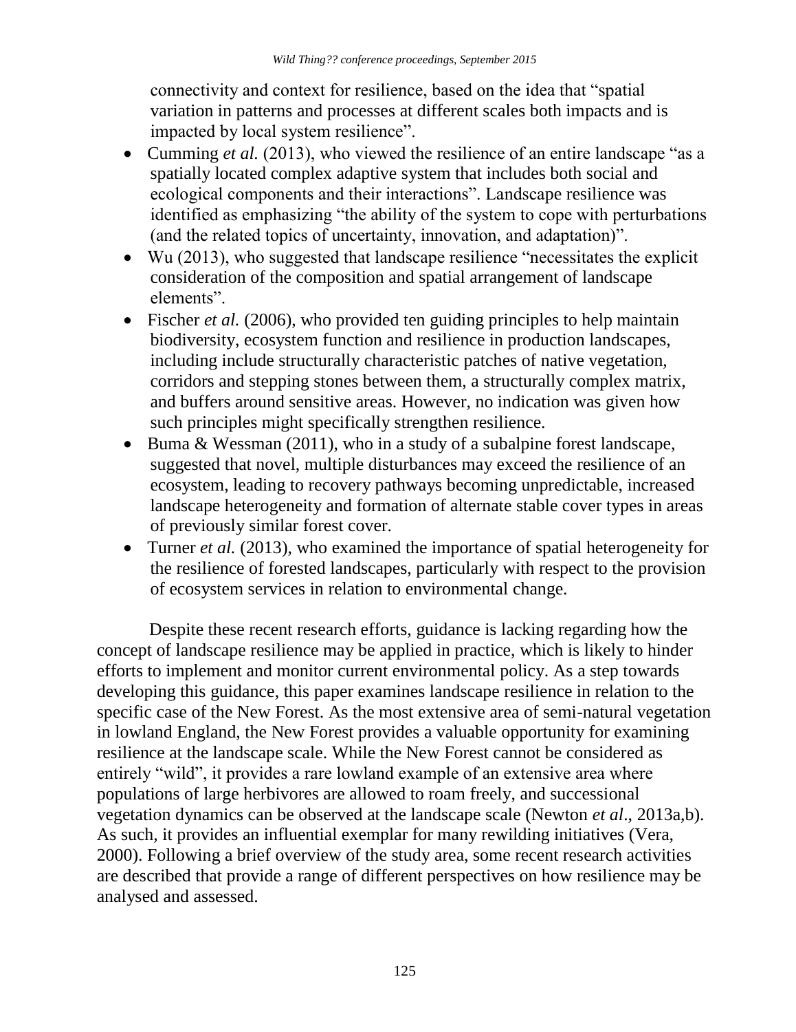connectivity and context for resilience, based on the idea that "spatial variation in patterns and processes at different scales both impacts and is impacted by local system resilience".

- Cumming *et al.* (2013), who viewed the resilience of an entire landscape "as a spatially located complex adaptive system that includes both social and ecological components and their interactions". Landscape resilience was identified as emphasizing "the ability of the system to cope with perturbations (and the related topics of uncertainty, innovation, and adaptation)".
- Wu (2013), who suggested that landscape resilience "necessitates the explicit consideration of the composition and spatial arrangement of landscape elements".
- Fischer *et al.* (2006), who provided ten guiding principles to help maintain biodiversity, ecosystem function and resilience in production landscapes, including include structurally characteristic patches of native vegetation, corridors and stepping stones between them, a structurally complex matrix, and buffers around sensitive areas. However, no indication was given how such principles might specifically strengthen resilience.
- Buma & Wessman (2011), who in a study of a subalpine forest landscape, suggested that novel, multiple disturbances may exceed the resilience of an ecosystem, leading to recovery pathways becoming unpredictable, increased landscape heterogeneity and formation of alternate stable cover types in areas of previously similar forest cover.
- Turner *et al.* (2013), who examined the importance of spatial heterogeneity for the resilience of forested landscapes, particularly with respect to the provision of ecosystem services in relation to environmental change.

Despite these recent research efforts, guidance is lacking regarding how the concept of landscape resilience may be applied in practice, which is likely to hinder efforts to implement and monitor current environmental policy. As a step towards developing this guidance, this paper examines landscape resilience in relation to the specific case of the New Forest. As the most extensive area of semi-natural vegetation in lowland England, the New Forest provides a valuable opportunity for examining resilience at the landscape scale. While the New Forest cannot be considered as entirely "wild", it provides a rare lowland example of an extensive area where populations of large herbivores are allowed to roam freely, and successional vegetation dynamics can be observed at the landscape scale (Newton *et al*., 2013a,b). As such, it provides an influential exemplar for many rewilding initiatives (Vera, 2000). Following a brief overview of the study area, some recent research activities are described that provide a range of different perspectives on how resilience may be analysed and assessed.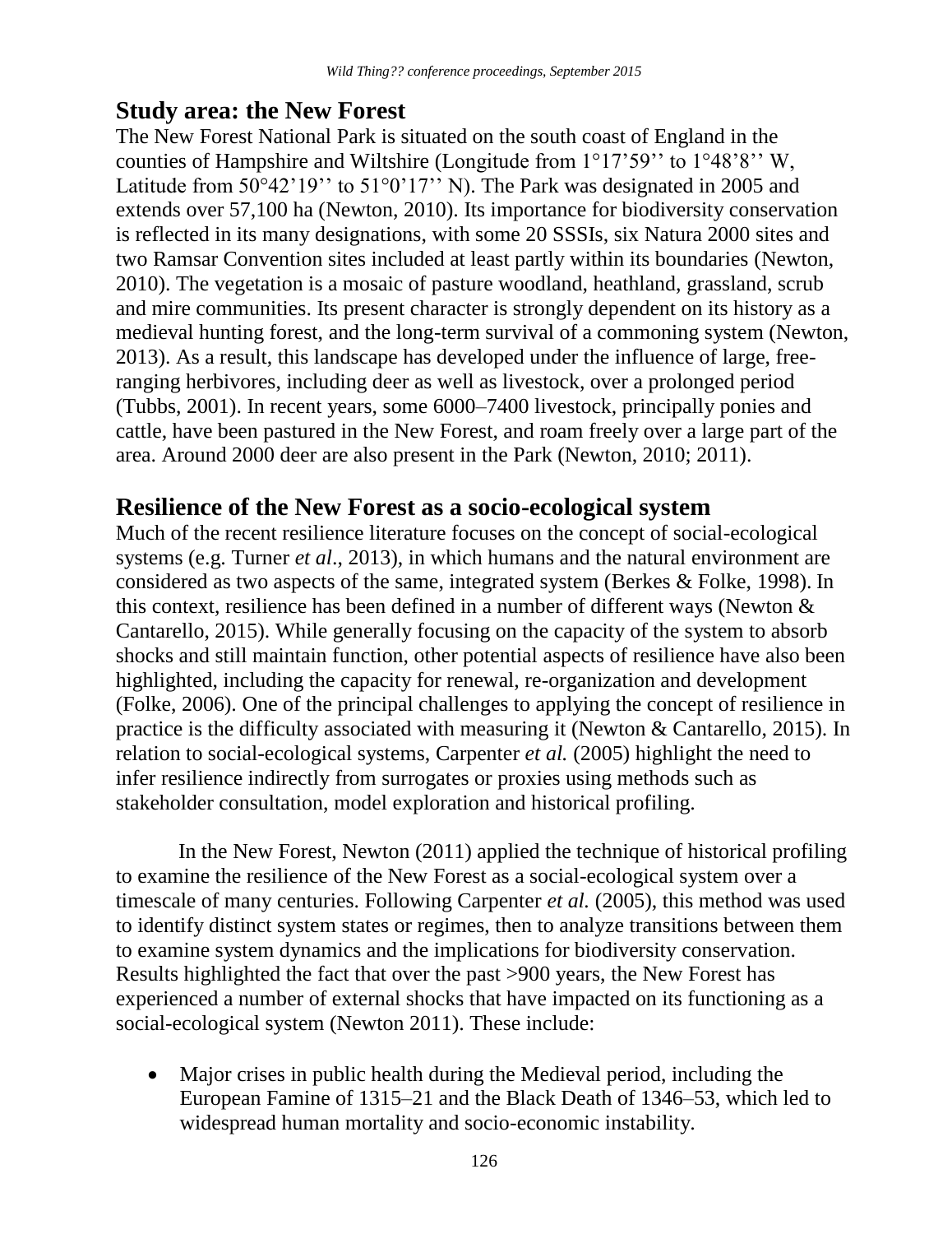## Study area: the New Forest

The New Forest National Park is situated on the south coast of England in the counties of Hampshire and Wiltshire (Longitude from 1°17'59'' to 1°48'8'' W, Latitude from 50°42'19'' to 51°0'17'' N). The Park was designated in 2005 and extends over 57,100 ha (Newton, 2010). Its importance for biodiversity conservation is reflected in its many designations, with some 20 SSSIs, six Natura 2000 sites and two Ramsar Convention sites included at least partly within its boundaries (Newton, 2010). The vegetation is a mosaic of pasture woodland, heathland, grassland, scrub and mire communities. Its present character is strongly dependent on its history as a medieval hunting forest, and the long-term survival of a commoning system (Newton, 2013). As a result, this landscape has developed under the influence of large, free-ranging herbivores, including deer as well as livestock, over a prolonged period (Tubbs, 2001). In recent years, some 6000–7400 livestock, principally ponies and cattle, have been pastured in the New Forest, and roam freely over a large part of the area. Around 2000 deer are also present in the Park (Newton, 2010; 2011).

## Resilience of the New Forest as a socio-ecological system

Much of the recent resilience literature focuses on the concept of social-ecological systems (e.g. Turner *et al*., 2013), in which humans and the natural environment are considered as two aspects of the same, integrated system (Berkes & Folke, 1998). In this context, resilience has been defined in a number of different ways (Newton & Cantarello, 2015). While generally focusing on the capacity of the system to absorb shocks and still maintain function, other potential aspects of resilience have also been highlighted, including the capacity for renewal, re-organization and development (Folke, 2006). One of the principal challenges to applying the concept of resilience in practice is the difficulty associated with measuring it (Newton & Cantarello, 2015). In relation to social-ecological systems, Carpenter *et al.* (2005) highlight the need to infer resilience indirectly from surrogates or proxies using methods such as stakeholder consultation, model exploration and historical profiling.

In the New Forest, Newton (2011) applied the technique of historical profiling to examine the resilience of the New Forest as a social-ecological system over a timescale of many centuries. Following Carpenter *et al.* (2005), this method was used to identify distinct system states or regimes, then to analyze transitions between them to examine system dynamics and the implications for biodiversity conservation. Results highlighted the fact that over the past >900 years, the New Forest has experienced a number of external shocks that have impacted on its functioning as a social-ecological system (Newton 2011). These include:

- Major crises in public health during the Medieval period, including the European Famine of 1315–21 and the Black Death of 1346–53, which led to widespread human mortality and socio-economic instability.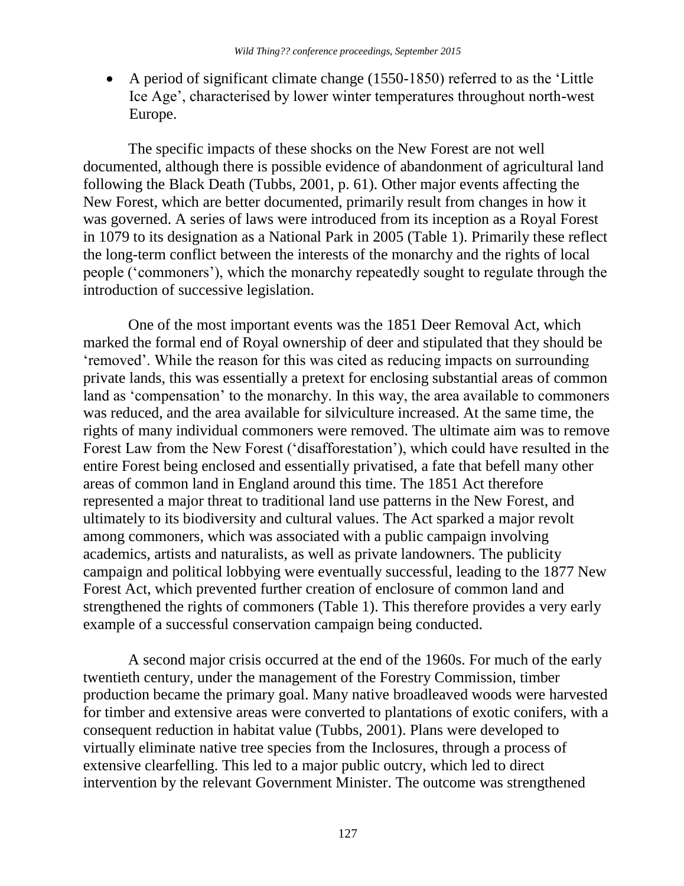- A period of significant climate change (1550-1850) referred to as the 'Little Ice Age', characterised by lower winter temperatures throughout north-west Europe.

The specific impacts of these shocks on the New Forest are not well documented, although there is possible evidence of abandonment of agricultural land following the Black Death (Tubbs, 2001, p. 61). Other major events affecting the New Forest, which are better documented, primarily result from changes in how it was governed. A series of laws were introduced from its inception as a Royal Forest in 1079 to its designation as a National Park in 2005 (Table 1). Primarily these reflect the long-term conflict between the interests of the monarchy and the rights of local people ('commoners'), which the monarchy repeatedly sought to regulate through the introduction of successive legislation.

One of the most important events was the 1851 Deer Removal Act, which marked the formal end of Royal ownership of deer and stipulated that they should be 'removed'. While the reason for this was cited as reducing impacts on surrounding private lands, this was essentially a pretext for enclosing substantial areas of common land as 'compensation' to the monarchy. In this way, the area available to commoners was reduced, and the area available for silviculture increased. At the same time, the rights of many individual commoners were removed. The ultimate aim was to remove Forest Law from the New Forest ('disafforestation'), which could have resulted in the entire Forest being enclosed and essentially privatised, a fate that befell many other areas of common land in England around this time. The 1851 Act therefore represented a major threat to traditional land use patterns in the New Forest, and ultimately to its biodiversity and cultural values. The Act sparked a major revolt among commoners, which was associated with a public campaign involving academics, artists and naturalists, as well as private landowners. The publicity campaign and political lobbying were eventually successful, leading to the 1877 New Forest Act, which prevented further creation of enclosure of common land and strengthened the rights of commoners (Table 1). This therefore provides a very early example of a successful conservation campaign being conducted.

A second major crisis occurred at the end of the 1960s. For much of the early twentieth century, under the management of the Forestry Commission, timber production became the primary goal. Many native broadleaved woods were harvested for timber and extensive areas were converted to plantations of exotic conifers, with a consequent reduction in habitat value (Tubbs, 2001). Plans were developed to virtually eliminate native tree species from the Inclosures, through a process of extensive clearfelling. This led to a major public outcry, which led to direct intervention by the relevant Government Minister. The outcome was strengthened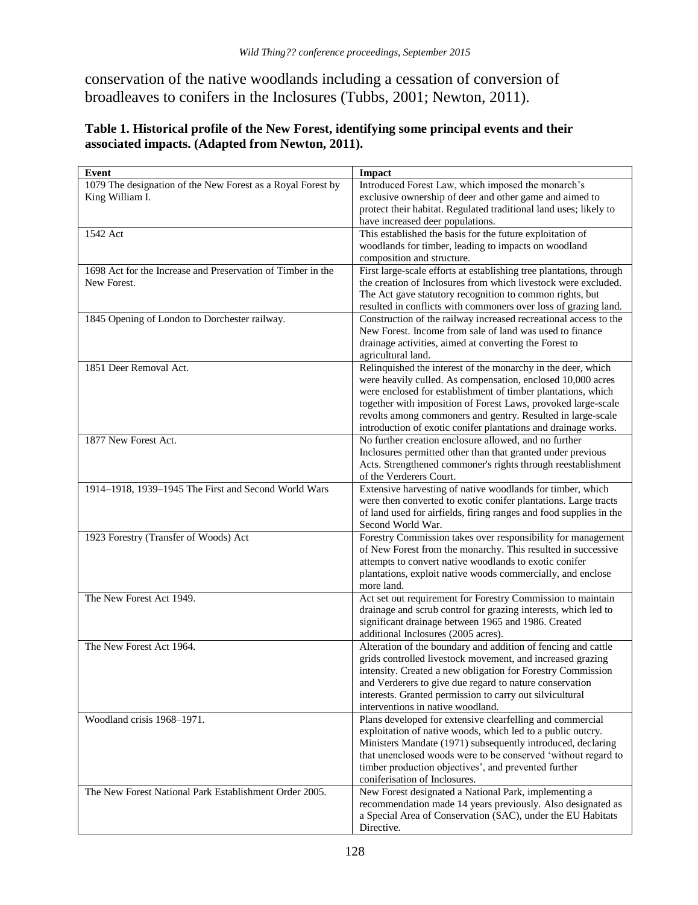conservation of the native woodlands including a cessation of conversion of broadleaves to conifers in the Inclosures (Tubbs, 2001; Newton, 2011).

**Table 1. Historical profile of the New Forest, identifying some principal events and their associated impacts. (Adapted from Newton, 2011).**

| Event | Impact |
|---|---|
| 1079 The designation of the New Forest as a Royal Forest by King William I. | Introduced Forest Law, which imposed the monarch's exclusive ownership of deer and other game and aimed to protect their habitat. Regulated traditional land uses; likely to have increased deer populations. |
| 1542 Act | This established the basis for the future exploitation of woodlands for timber, leading to impacts on woodland composition and structure. |
| 1698 Act for the Increase and Preservation of Timber in the New Forest. | First large-scale efforts at establishing tree plantations, through the creation of Inclosures from which livestock were excluded. The Act gave statutory recognition to common rights, but resulted in conflicts with commoners over loss of grazing land. |
| 1845 Opening of London to Dorchester railway. | Construction of the railway increased recreational access to the New Forest. Income from sale of land was used to finance drainage activities, aimed at converting the Forest to agricultural land. |
| 1851 Deer Removal Act. | Relinquished the interest of the monarchy in the deer, which were heavily culled. As compensation, enclosed 10,000 acres were enclosed for establishment of timber plantations, which together with imposition of Forest Laws, provoked large-scale revolts among commoners and gentry. Resulted in large-scale introduction of exotic conifer plantations and drainage works. |
| 1877 New Forest Act. | No further creation enclosure allowed, and no further Inclosures permitted other than that granted under previous Acts. Strengthened commoner's rights through reestablishment of the Verderers Court. |
| 1914–1918, 1939–1945 The First and Second World Wars | Extensive harvesting of native woodlands for timber, which were then converted to exotic conifer plantations. Large tracts of land used for airfields, firing ranges and food supplies in the Second World War. |
| 1923 Forestry (Transfer of Woods) Act | Forestry Commission takes over responsibility for management of New Forest from the monarchy. This resulted in successive attempts to convert native woodlands to exotic conifer plantations, exploit native woods commercially, and enclose more land. |
| The New Forest Act 1949. | Act set out requirement for Forestry Commission to maintain drainage and scrub control for grazing interests, which led to significant drainage between 1965 and 1986. Created additional Inclosures (2005 acres). |
| The New Forest Act 1964. | Alteration of the boundary and addition of fencing and cattle grids controlled livestock movement, and increased grazing intensity. Created a new obligation for Forestry Commission and Verderers to give due regard to nature conservation interests. Granted permission to carry out silvicultural interventions in native woodland. |
| Woodland crisis 1968–1971. | Plans developed for extensive clearfelling and commercial exploitation of native woods, which led to a public outcry. Ministers Mandate (1971) subsequently introduced, declaring that unenclosed woods were to be conserved 'without regard to timber production objectives', and prevented further coniferisation of Inclosures. |
| The New Forest National Park Establishment Order 2005. | New Forest designated a National Park, implementing a recommendation made 14 years previously. Also designated as a Special Area of Conservation (SAC), under the EU Habitats Directive. |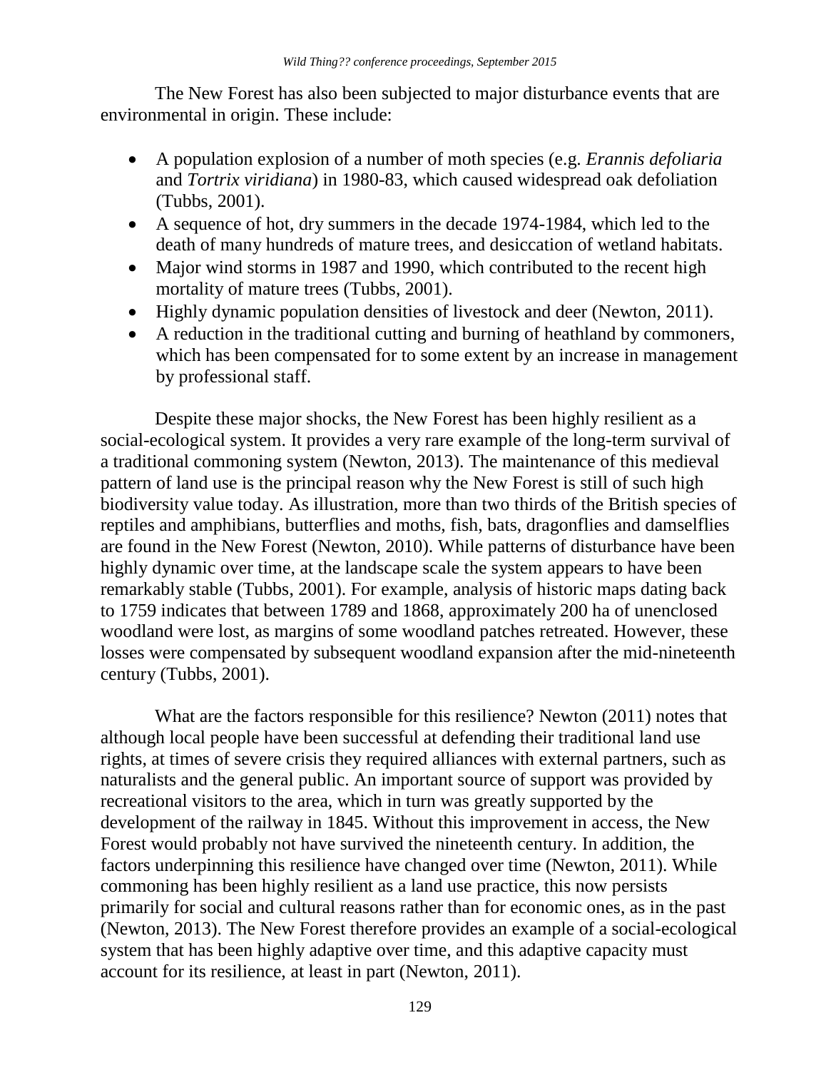The New Forest has also been subjected to major disturbance events that are environmental in origin. These include:

- A population explosion of a number of moth species (e.g. *Erannis defoliaria* and *Tortrix viridiana*) in 1980-83, which caused widespread oak defoliation (Tubbs, 2001).
- A sequence of hot, dry summers in the decade 1974-1984, which led to the death of many hundreds of mature trees, and desiccation of wetland habitats.
- Major wind storms in 1987 and 1990, which contributed to the recent high mortality of mature trees (Tubbs, 2001).
- Highly dynamic population densities of livestock and deer (Newton, 2011).
- A reduction in the traditional cutting and burning of heathland by commoners, which has been compensated for to some extent by an increase in management by professional staff.

Despite these major shocks, the New Forest has been highly resilient as a social-ecological system. It provides a very rare example of the long-term survival of a traditional commoning system (Newton, 2013). The maintenance of this medieval pattern of land use is the principal reason why the New Forest is still of such high biodiversity value today. As illustration, more than two thirds of the British species of reptiles and amphibians, butterflies and moths, fish, bats, dragonflies and damselflies are found in the New Forest (Newton, 2010). While patterns of disturbance have been highly dynamic over time, at the landscape scale the system appears to have been remarkably stable (Tubbs, 2001). For example, analysis of historic maps dating back to 1759 indicates that between 1789 and 1868, approximately 200 ha of unenclosed woodland were lost, as margins of some woodland patches retreated. However, these losses were compensated by subsequent woodland expansion after the mid-nineteenth century (Tubbs, 2001).

What are the factors responsible for this resilience? Newton (2011) notes that although local people have been successful at defending their traditional land use rights, at times of severe crisis they required alliances with external partners, such as naturalists and the general public. An important source of support was provided by recreational visitors to the area, which in turn was greatly supported by the development of the railway in 1845. Without this improvement in access, the New Forest would probably not have survived the nineteenth century. In addition, the factors underpinning this resilience have changed over time (Newton, 2011). While commoning has been highly resilient as a land use practice, this now persists primarily for social and cultural reasons rather than for economic ones, as in the past (Newton, 2013). The New Forest therefore provides an example of a social-ecological system that has been highly adaptive over time, and this adaptive capacity must account for its resilience, at least in part (Newton, 2011).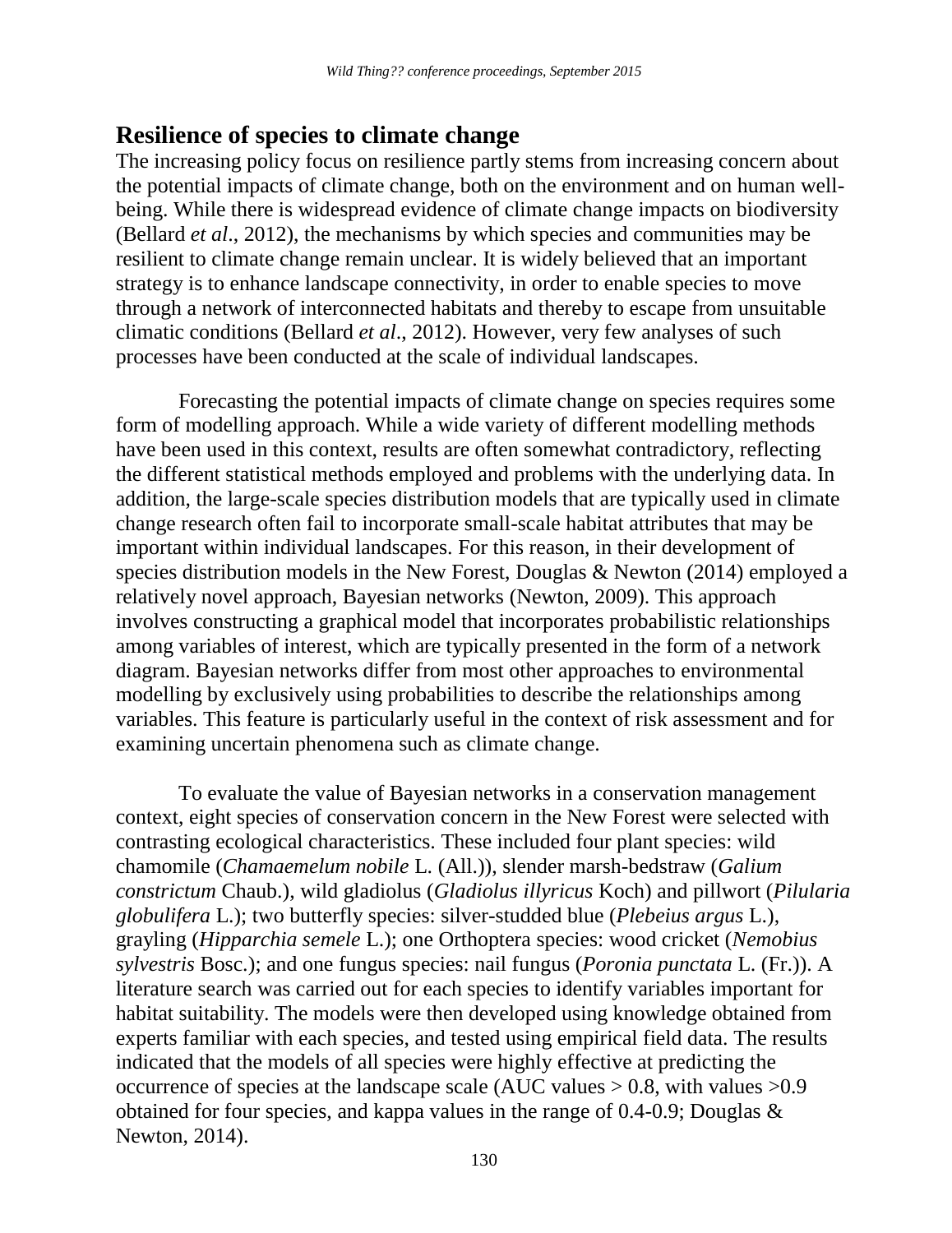## Resilience of species to climate change

The increasing policy focus on resilience partly stems from increasing concern about the potential impacts of climate change, both on the environment and on human well-being. While there is widespread evidence of climate change impacts on biodiversity (Bellard *et al*., 2012), the mechanisms by which species and communities may be resilient to climate change remain unclear. It is widely believed that an important strategy is to enhance landscape connectivity, in order to enable species to move through a network of interconnected habitats and thereby to escape from unsuitable climatic conditions (Bellard *et al*., 2012). However, very few analyses of such processes have been conducted at the scale of individual landscapes.

Forecasting the potential impacts of climate change on species requires some form of modelling approach. While a wide variety of different modelling methods have been used in this context, results are often somewhat contradictory, reflecting the different statistical methods employed and problems with the underlying data. In addition, the large-scale species distribution models that are typically used in climate change research often fail to incorporate small-scale habitat attributes that may be important within individual landscapes. For this reason, in their development of species distribution models in the New Forest, Douglas & Newton (2014) employed a relatively novel approach, Bayesian networks (Newton, 2009). This approach involves constructing a graphical model that incorporates probabilistic relationships among variables of interest, which are typically presented in the form of a network diagram. Bayesian networks differ from most other approaches to environmental modelling by exclusively using probabilities to describe the relationships among variables. This feature is particularly useful in the context of risk assessment and for examining uncertain phenomena such as climate change.

To evaluate the value of Bayesian networks in a conservation management context, eight species of conservation concern in the New Forest were selected with contrasting ecological characteristics. These included four plant species: wild chamomile (*Chamaemelum nobile* L. (All.)), slender marsh-bedstraw (*Galium constrictum* Chaub.), wild gladiolus (*Gladiolus illyricus* Koch) and pillwort (*Pilularia globulifera* L.); two butterfly species: silver-studded blue (*Plebeius argus* L.), grayling (*Hipparchia semele* L.); one Orthoptera species: wood cricket (*Nemobius sylvestris* Bosc.); and one fungus species: nail fungus (*Poronia punctata* L. (Fr.)). A literature search was carried out for each species to identify variables important for habitat suitability. The models were then developed using knowledge obtained from experts familiar with each species, and tested using empirical field data. The results indicated that the models of all species were highly effective at predicting the occurrence of species at the landscape scale (AUC values > 0.8, with values >0.9 obtained for four species, and kappa values in the range of 0.4-0.9; Douglas & Newton, 2014).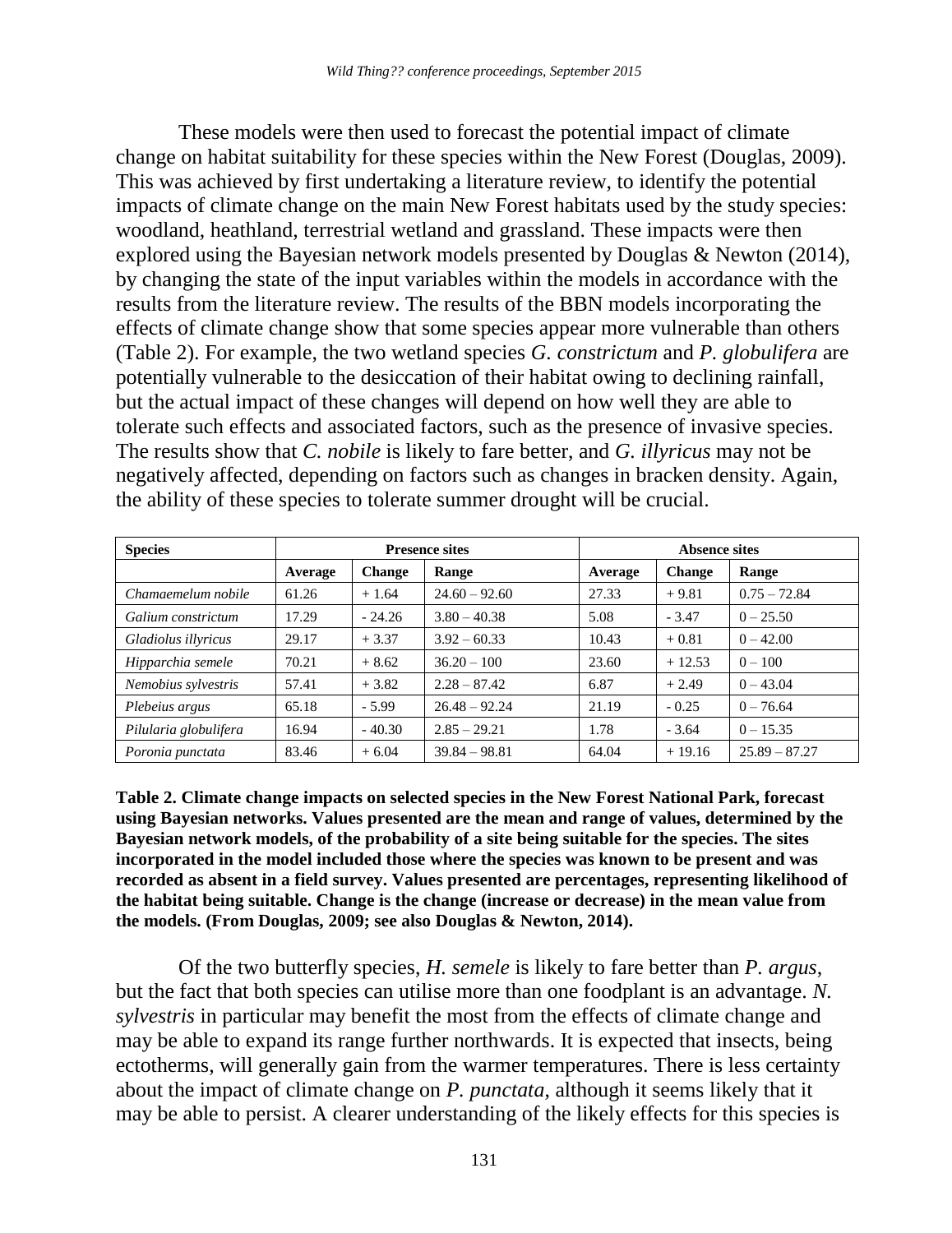These models were then used to forecast the potential impact of climate change on habitat suitability for these species within the New Forest (Douglas, 2009). This was achieved by first undertaking a literature review, to identify the potential impacts of climate change on the main New Forest habitats used by the study species: woodland, heathland, terrestrial wetland and grassland. These impacts were then explored using the Bayesian network models presented by Douglas & Newton (2014), by changing the state of the input variables within the models in accordance with the results from the literature review. The results of the BBN models incorporating the effects of climate change show that some species appear more vulnerable than others (Table 2). For example, the two wetland species *G. constrictum* and *P. globulifera* are potentially vulnerable to the desiccation of their habitat owing to declining rainfall, but the actual impact of these changes will depend on how well they are able to tolerate such effects and associated factors, such as the presence of invasive species. The results show that *C. nobile* is likely to fare better, and *G. illyricus* may not be negatively affected, depending on factors such as changes in bracken density. Again, the ability of these species to tolerate summer drought will be crucial.

| Species | Presence sites | | | Absence sites | | |
|---|---|---|---|---|---|---|
| | Average | Change | Range | Average | Change | Range |
| *Chamaemelum nobile* | 61.26 | + 1.64 | 24.60 – 92.60 | 27.33 | + 9.81 | 0.75 – 72.84 |
| *Galium constrictum* | 17.29 | - 24.26 | 3.80 – 40.38 | 5.08 | - 3.47 | 0 – 25.50 |
| *Gladiolus illyricus* | 29.17 | + 3.37 | 3.92 – 60.33 | 10.43 | + 0.81 | 0 – 42.00 |
| *Hipparchia semele* | 70.21 | + 8.62 | 36.20 – 100 | 23.60 | + 12.53 | 0 – 100 |
| *Nemobius sylvestris* | 57.41 | + 3.82 | 2.28 – 87.42 | 6.87 | + 2.49 | 0 – 43.04 |
| *Plebeius argus* | 65.18 | - 5.99 | 26.48 – 92.24 | 21.19 | - 0.25 | 0 – 76.64 |
| *Pilularia globulifera* | 16.94 | - 40.30 | 2.85 – 29.21 | 1.78 | - 3.64 | 0 – 15.35 |
| *Poronia punctata* | 83.46 | + 6.04 | 39.84 – 98.81 | 64.04 | + 19.16 | 25.89 – 87.27 |

**Table 2. Climate change impacts on selected species in the New Forest National Park, forecast using Bayesian networks. Values presented are the mean and range of values, determined by the Bayesian network models, of the probability of a site being suitable for the species. The sites incorporated in the model included those where the species was known to be present and was recorded as absent in a field survey. Values presented are percentages, representing likelihood of the habitat being suitable. Change is the change (increase or decrease) in the mean value from the models. (From Douglas, 2009; see also Douglas & Newton, 2014).**

Of the two butterfly species, *H. semele* is likely to fare better than *P. argus*, but the fact that both species can utilise more than one foodplant is an advantage. *N. sylvestris* in particular may benefit the most from the effects of climate change and may be able to expand its range further northwards. It is expected that insects, being ectotherms, will generally gain from the warmer temperatures. There is less certainty about the impact of climate change on *P. punctata*, although it seems likely that it may be able to persist. A clearer understanding of the likely effects for this species is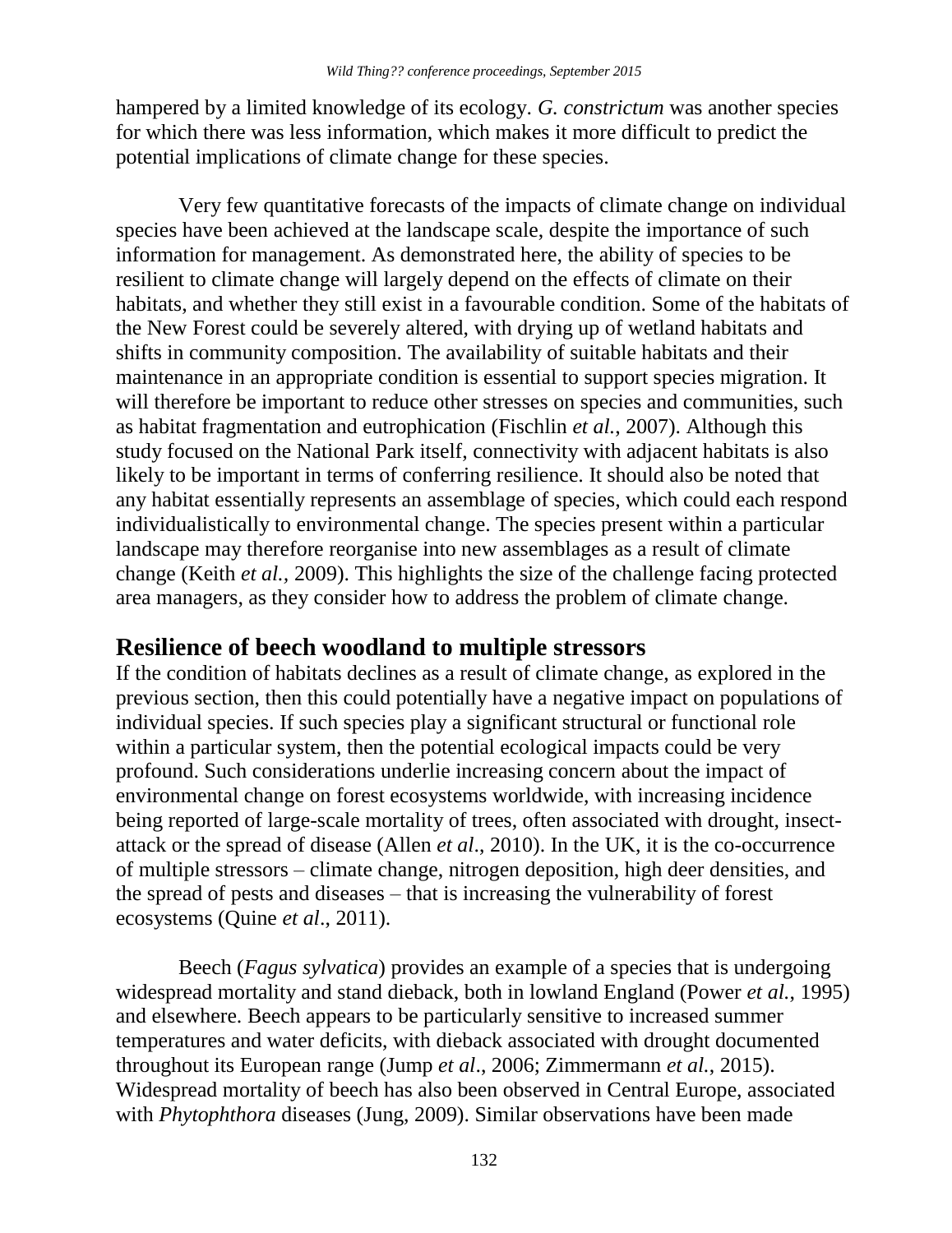hampered by a limited knowledge of its ecology. *G. constrictum* was another species for which there was less information, which makes it more difficult to predict the potential implications of climate change for these species.

Very few quantitative forecasts of the impacts of climate change on individual species have been achieved at the landscape scale, despite the importance of such information for management. As demonstrated here, the ability of species to be resilient to climate change will largely depend on the effects of climate on their habitats, and whether they still exist in a favourable condition. Some of the habitats of the New Forest could be severely altered, with drying up of wetland habitats and shifts in community composition. The availability of suitable habitats and their maintenance in an appropriate condition is essential to support species migration. It will therefore be important to reduce other stresses on species and communities, such as habitat fragmentation and eutrophication (Fischlin *et al.*, 2007). Although this study focused on the National Park itself, connectivity with adjacent habitats is also likely to be important in terms of conferring resilience. It should also be noted that any habitat essentially represents an assemblage of species, which could each respond individualistically to environmental change. The species present within a particular landscape may therefore reorganise into new assemblages as a result of climate change (Keith *et al.*, 2009). This highlights the size of the challenge facing protected area managers, as they consider how to address the problem of climate change.

## Resilience of beech woodland to multiple stressors

If the condition of habitats declines as a result of climate change, as explored in the previous section, then this could potentially have a negative impact on populations of individual species. If such species play a significant structural or functional role within a particular system, then the potential ecological impacts could be very profound. Such considerations underlie increasing concern about the impact of environmental change on forest ecosystems worldwide, with increasing incidence being reported of large-scale mortality of trees, often associated with drought, insect-attack or the spread of disease (Allen *et al*., 2010). In the UK, it is the co-occurrence of multiple stressors – climate change, nitrogen deposition, high deer densities, and the spread of pests and diseases – that is increasing the vulnerability of forest ecosystems (Quine *et al*., 2011).

Beech (*Fagus sylvatica*) provides an example of a species that is undergoing widespread mortality and stand dieback, both in lowland England (Power *et al.*, 1995) and elsewhere. Beech appears to be particularly sensitive to increased summer temperatures and water deficits, with dieback associated with drought documented throughout its European range (Jump *et al*., 2006; Zimmermann *et al.*, 2015). Widespread mortality of beech has also been observed in Central Europe, associated with *Phytophthora* diseases (Jung, 2009). Similar observations have been made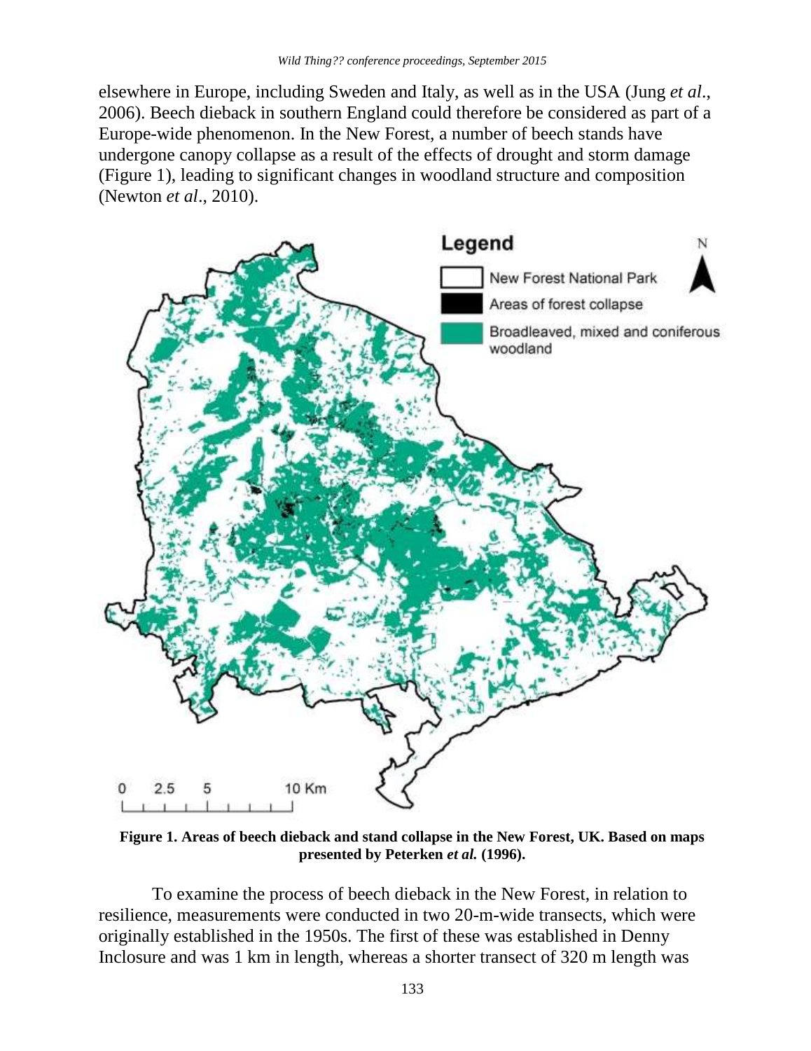elsewhere in Europe, including Sweden and Italy, as well as in the USA (Jung *et al*., 2006). Beech dieback in southern England could therefore be considered as part of a Europe-wide phenomenon. In the New Forest, a number of beech stands have undergone canopy collapse as a result of the effects of drought and storm damage (Figure 1), leading to significant changes in woodland structure and composition (Newton *et al*., 2010).

**Figure 1. Areas of beech dieback and stand collapse in the New Forest, UK. Based on maps presented by Peterken *et al.* (1996).**

To examine the process of beech dieback in the New Forest, in relation to resilience, measurements were conducted in two 20-m-wide transects, which were originally established in the 1950s. The first of these was established in Denny Inclosure and was 1 km in length, whereas a shorter transect of 320 m length was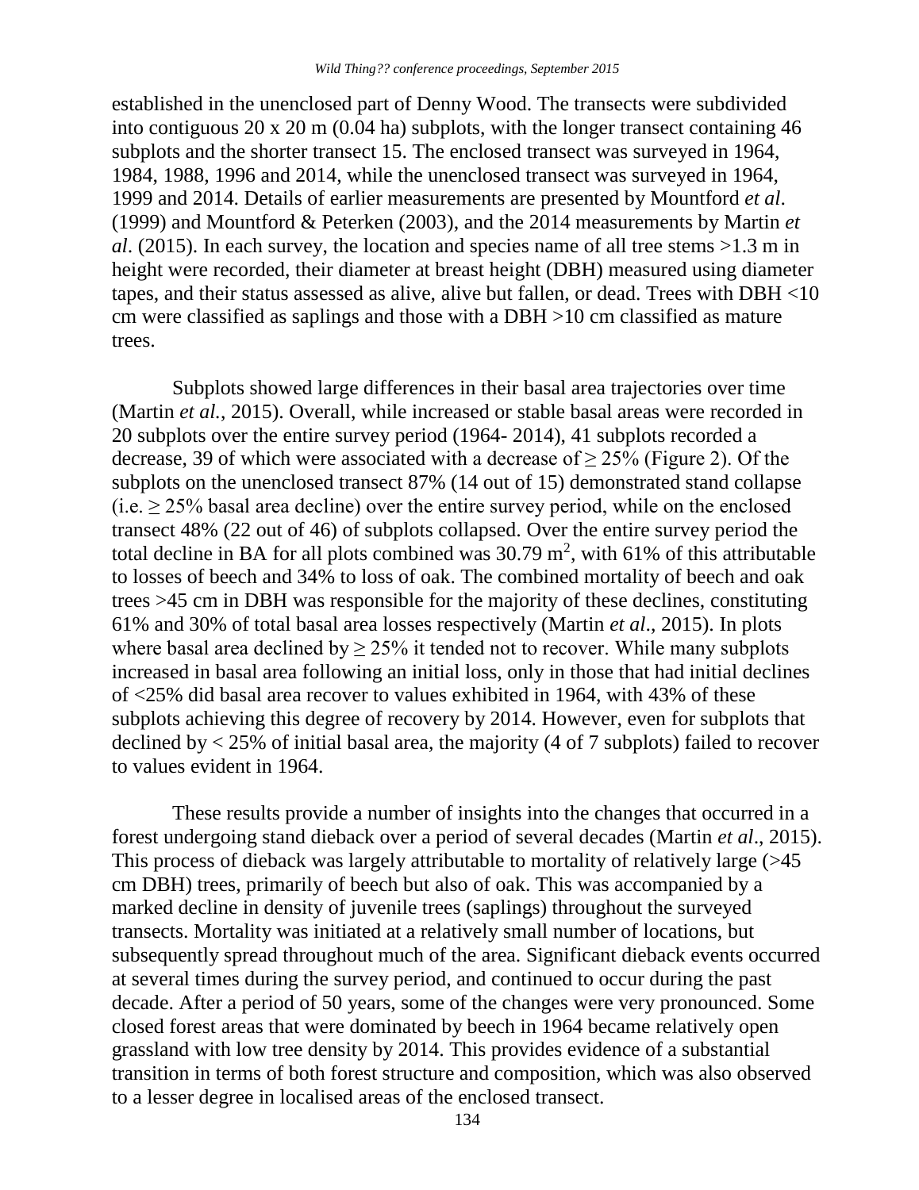established in the unenclosed part of Denny Wood. The transects were subdivided into contiguous 20 x 20 m (0.04 ha) subplots, with the longer transect containing 46 subplots and the shorter transect 15. The enclosed transect was surveyed in 1964, 1984, 1988, 1996 and 2014, while the unenclosed transect was surveyed in 1964, 1999 and 2014. Details of earlier measurements are presented by Mountford *et al*. (1999) and Mountford & Peterken (2003), and the 2014 measurements by Martin *et al*. (2015). In each survey, the location and species name of all tree stems >1.3 m in height were recorded, their diameter at breast height (DBH) measured using diameter tapes, and their status assessed as alive, alive but fallen, or dead. Trees with DBH <10 cm were classified as saplings and those with a DBH >10 cm classified as mature trees.

Subplots showed large differences in their basal area trajectories over time (Martin *et al.*, 2015). Overall, while increased or stable basal areas were recorded in 20 subplots over the entire survey period (1964- 2014), 41 subplots recorded a decrease, 39 of which were associated with a decrease of ≥ 25% (Figure 2). Of the subplots on the unenclosed transect 87% (14 out of 15) demonstrated stand collapse (i.e. ≥ 25% basal area decline) over the entire survey period, while on the enclosed transect 48% (22 out of 46) of subplots collapsed. Over the entire survey period the total decline in BA for all plots combined was 30.79 $m^2$, with 61% of this attributable to losses of beech and 34% to loss of oak. The combined mortality of beech and oak trees >45 cm in DBH was responsible for the majority of these declines, constituting 61% and 30% of total basal area losses respectively (Martin *et al*., 2015). In plots where basal area declined by ≥ 25% it tended not to recover. While many subplots increased in basal area following an initial loss, only in those that had initial declines of <25% did basal area recover to values exhibited in 1964, with 43% of these subplots achieving this degree of recovery by 2014. However, even for subplots that declined by < 25% of initial basal area, the majority (4 of 7 subplots) failed to recover to values evident in 1964.

These results provide a number of insights into the changes that occurred in a forest undergoing stand dieback over a period of several decades (Martin *et al*., 2015). This process of dieback was largely attributable to mortality of relatively large (>45 cm DBH) trees, primarily of beech but also of oak. This was accompanied by a marked decline in density of juvenile trees (saplings) throughout the surveyed transects. Mortality was initiated at a relatively small number of locations, but subsequently spread throughout much of the area. Significant dieback events occurred at several times during the survey period, and continued to occur during the past decade. After a period of 50 years, some of the changes were very pronounced. Some closed forest areas that were dominated by beech in 1964 became relatively open grassland with low tree density by 2014. This provides evidence of a substantial transition in terms of both forest structure and composition, which was also observed to a lesser degree in localised areas of the enclosed transect.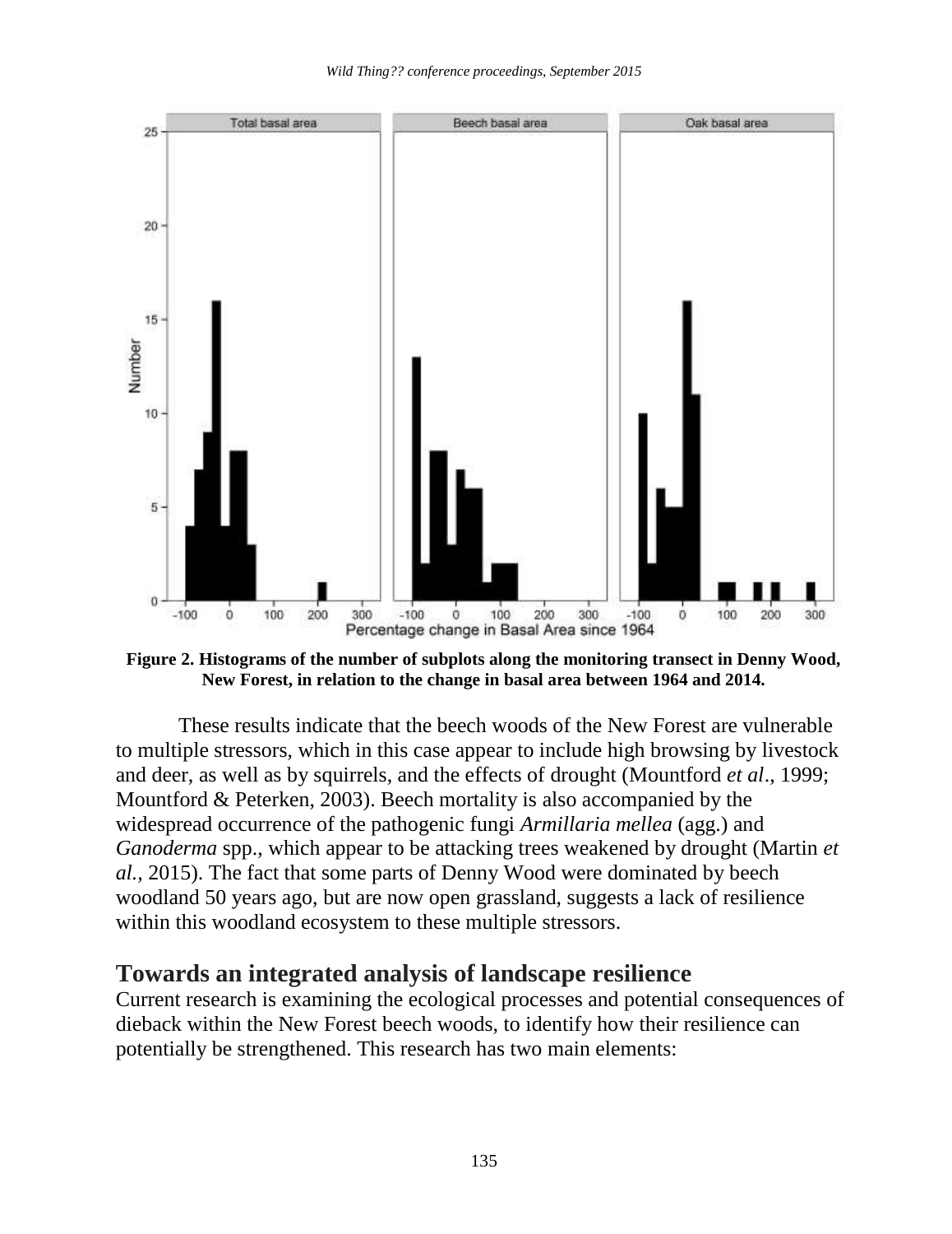**Figure 2. Histograms of the number of subplots along the monitoring transect in Denny Wood, New Forest, in relation to the change in basal area between 1964 and 2014.**

These results indicate that the beech woods of the New Forest are vulnerable to multiple stressors, which in this case appear to include high browsing by livestock and deer, as well as by squirrels, and the effects of drought (Mountford *et al*., 1999; Mountford & Peterken, 2003). Beech mortality is also accompanied by the widespread occurrence of the pathogenic fungi *Armillaria mellea* (agg.) and *Ganoderma* spp., which appear to be attacking trees weakened by drought (Martin *et al.*, 2015). The fact that some parts of Denny Wood were dominated by beech woodland 50 years ago, but are now open grassland, suggests a lack of resilience within this woodland ecosystem to these multiple stressors.

## Towards an integrated analysis of landscape resilience

Current research is examining the ecological processes and potential consequences of dieback within the New Forest beech woods, to identify how their resilience can potentially be strengthened. This research has two main elements: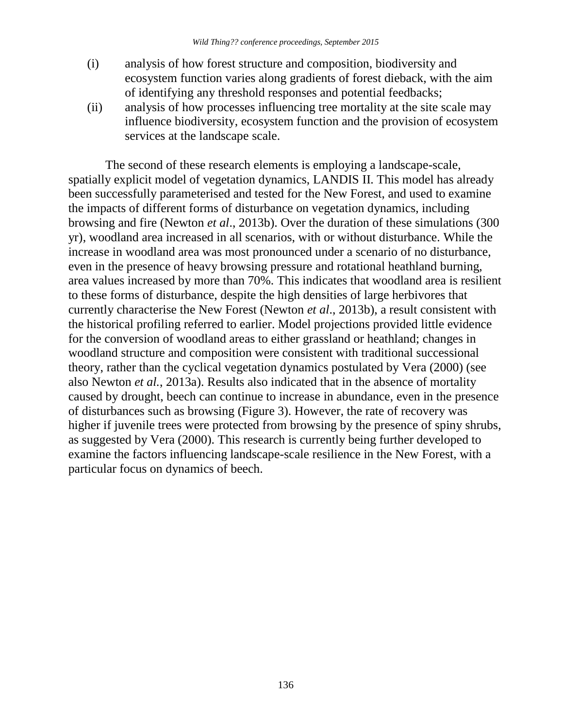(i) analysis of how forest structure and composition, biodiversity and ecosystem function varies along gradients of forest dieback, with the aim of identifying any threshold responses and potential feedbacks;

(ii) analysis of how processes influencing tree mortality at the site scale may influence biodiversity, ecosystem function and the provision of ecosystem services at the landscape scale.

The second of these research elements is employing a landscape-scale, spatially explicit model of vegetation dynamics, LANDIS II. This model has already been successfully parameterised and tested for the New Forest, and used to examine the impacts of different forms of disturbance on vegetation dynamics, including browsing and fire (Newton *et al*., 2013b). Over the duration of these simulations (300 yr), woodland area increased in all scenarios, with or without disturbance. While the increase in woodland area was most pronounced under a scenario of no disturbance, even in the presence of heavy browsing pressure and rotational heathland burning, area values increased by more than 70%. This indicates that woodland area is resilient to these forms of disturbance, despite the high densities of large herbivores that currently characterise the New Forest (Newton *et al*., 2013b), a result consistent with the historical profiling referred to earlier. Model projections provided little evidence for the conversion of woodland areas to either grassland or heathland; changes in woodland structure and composition were consistent with traditional successional theory, rather than the cyclical vegetation dynamics postulated by Vera (2000) (see also Newton *et al.*, 2013a). Results also indicated that in the absence of mortality caused by drought, beech can continue to increase in abundance, even in the presence of disturbances such as browsing (Figure 3). However, the rate of recovery was higher if juvenile trees were protected from browsing by the presence of spiny shrubs, as suggested by Vera (2000). This research is currently being further developed to examine the factors influencing landscape-scale resilience in the New Forest, with a particular focus on dynamics of beech.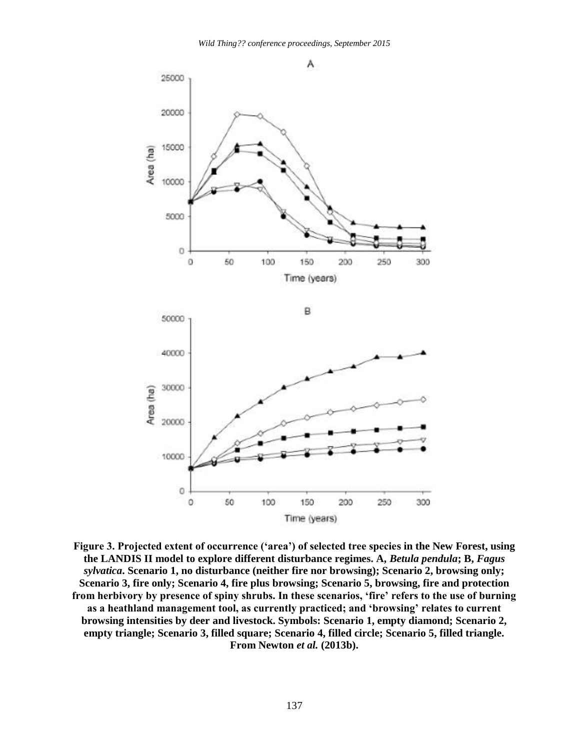**Figure 3. Projected extent of occurrence ('area') of selected tree species in the New Forest, using the LANDIS II model to explore different disturbance regimes. A, *Betula pendula*; B, *Fagus sylvatica*. Scenario 1, no disturbance (neither fire nor browsing); Scenario 2, browsing only; Scenario 3, fire only; Scenario 4, fire plus browsing; Scenario 5, browsing, fire and protection from herbivory by presence of spiny shrubs. In these scenarios, 'fire' refers to the use of burning as a heathland management tool, as currently practiced; and 'browsing' relates to current browsing intensities by deer and livestock. Symbols: Scenario 1, empty diamond; Scenario 2, empty triangle; Scenario 3, filled square; Scenario 4, filled circle; Scenario 5, filled triangle. From Newton *et al.* (2013b).**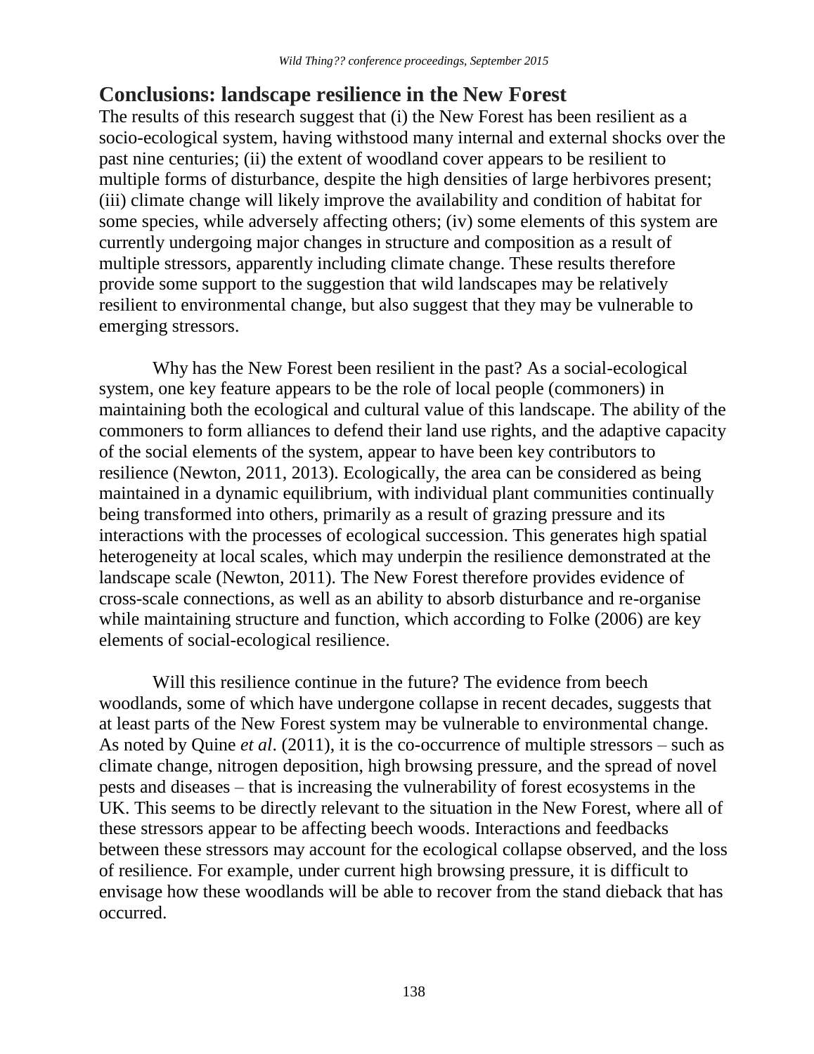## Conclusions: landscape resilience in the New Forest

The results of this research suggest that (i) the New Forest has been resilient as a socio-ecological system, having withstood many internal and external shocks over the past nine centuries; (ii) the extent of woodland cover appears to be resilient to multiple forms of disturbance, despite the high densities of large herbivores present; (iii) climate change will likely improve the availability and condition of habitat for some species, while adversely affecting others; (iv) some elements of this system are currently undergoing major changes in structure and composition as a result of multiple stressors, apparently including climate change. These results therefore provide some support to the suggestion that wild landscapes may be relatively resilient to environmental change, but also suggest that they may be vulnerable to emerging stressors.

Why has the New Forest been resilient in the past? As a social-ecological system, one key feature appears to be the role of local people (commoners) in maintaining both the ecological and cultural value of this landscape. The ability of the commoners to form alliances to defend their land use rights, and the adaptive capacity of the social elements of the system, appear to have been key contributors to resilience (Newton, 2011, 2013). Ecologically, the area can be considered as being maintained in a dynamic equilibrium, with individual plant communities continually being transformed into others, primarily as a result of grazing pressure and its interactions with the processes of ecological succession. This generates high spatial heterogeneity at local scales, which may underpin the resilience demonstrated at the landscape scale (Newton, 2011). The New Forest therefore provides evidence of cross-scale connections, as well as an ability to absorb disturbance and re-organise while maintaining structure and function, which according to Folke (2006) are key elements of social-ecological resilience.

Will this resilience continue in the future? The evidence from beech woodlands, some of which have undergone collapse in recent decades, suggests that at least parts of the New Forest system may be vulnerable to environmental change. As noted by Quine *et al*. (2011), it is the co-occurrence of multiple stressors – such as climate change, nitrogen deposition, high browsing pressure, and the spread of novel pests and diseases – that is increasing the vulnerability of forest ecosystems in the UK. This seems to be directly relevant to the situation in the New Forest, where all of these stressors appear to be affecting beech woods. Interactions and feedbacks between these stressors may account for the ecological collapse observed, and the loss of resilience. For example, under current high browsing pressure, it is difficult to envisage how these woodlands will be able to recover from the stand dieback that has occurred.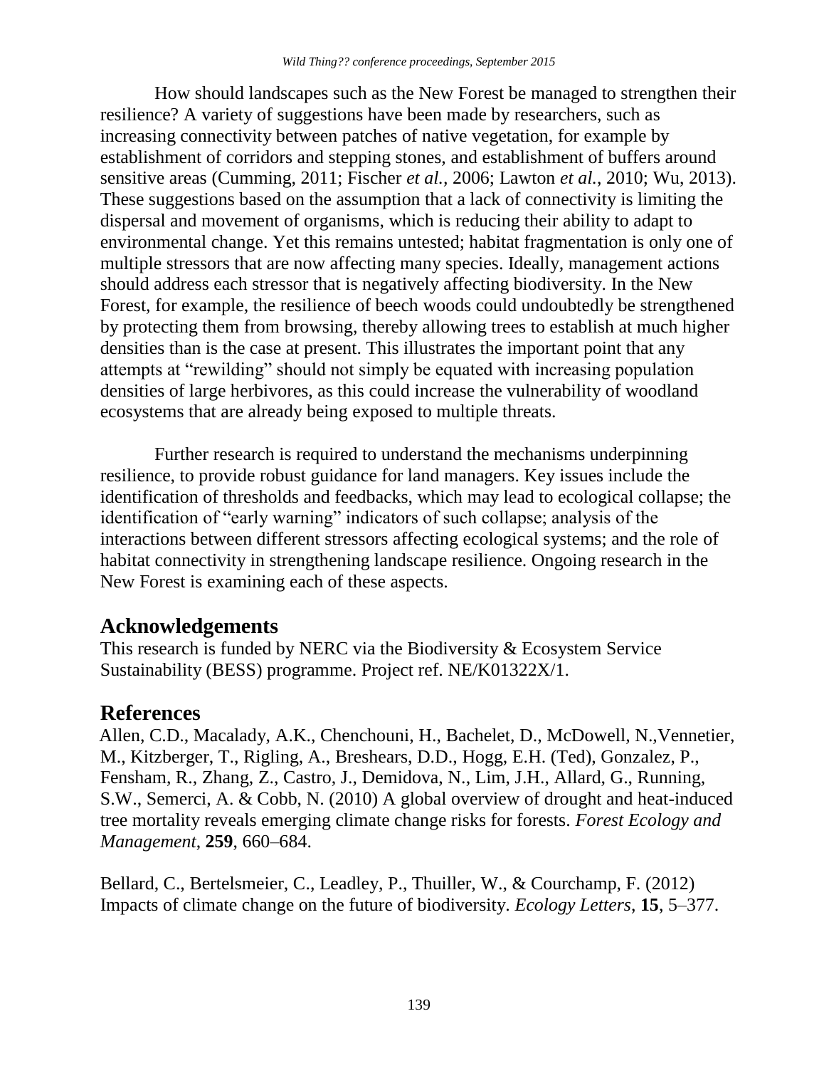How should landscapes such as the New Forest be managed to strengthen their resilience? A variety of suggestions have been made by researchers, such as increasing connectivity between patches of native vegetation, for example by establishment of corridors and stepping stones, and establishment of buffers around sensitive areas (Cumming, 2011; Fischer *et al.*, 2006; Lawton *et al.*, 2010; Wu, 2013). These suggestions based on the assumption that a lack of connectivity is limiting the dispersal and movement of organisms, which is reducing their ability to adapt to environmental change. Yet this remains untested; habitat fragmentation is only one of multiple stressors that are now affecting many species. Ideally, management actions should address each stressor that is negatively affecting biodiversity. In the New Forest, for example, the resilience of beech woods could undoubtedly be strengthened by protecting them from browsing, thereby allowing trees to establish at much higher densities than is the case at present. This illustrates the important point that any attempts at "rewilding" should not simply be equated with increasing population densities of large herbivores, as this could increase the vulnerability of woodland ecosystems that are already being exposed to multiple threats.

Further research is required to understand the mechanisms underpinning resilience, to provide robust guidance for land managers. Key issues include the identification of thresholds and feedbacks, which may lead to ecological collapse; the identification of "early warning" indicators of such collapse; analysis of the interactions between different stressors affecting ecological systems; and the role of habitat connectivity in strengthening landscape resilience. Ongoing research in the New Forest is examining each of these aspects.

## Acknowledgements

This research is funded by NERC via the Biodiversity & Ecosystem Service Sustainability (BESS) programme. Project ref. NE/K01322X/1.

## References

Allen, C.D., Macalady, A.K., Chenchouni, H., Bachelet, D., McDowell, N.,Vennetier, M., Kitzberger, T., Rigling, A., Breshears, D.D., Hogg, E.H. (Ted), Gonzalez, P., Fensham, R., Zhang, Z., Castro, J., Demidova, N., Lim, J.H., Allard, G., Running, S.W., Semerci, A. & Cobb, N. (2010) A global overview of drought and heat-induced tree mortality reveals emerging climate change risks for forests. *Forest Ecology and Management*, **259**, 660–684.

Bellard, C., Bertelsmeier, C., Leadley, P., Thuiller, W., & Courchamp, F. (2012) Impacts of climate change on the future of biodiversity. *Ecology Letters*, **15**, 5–377.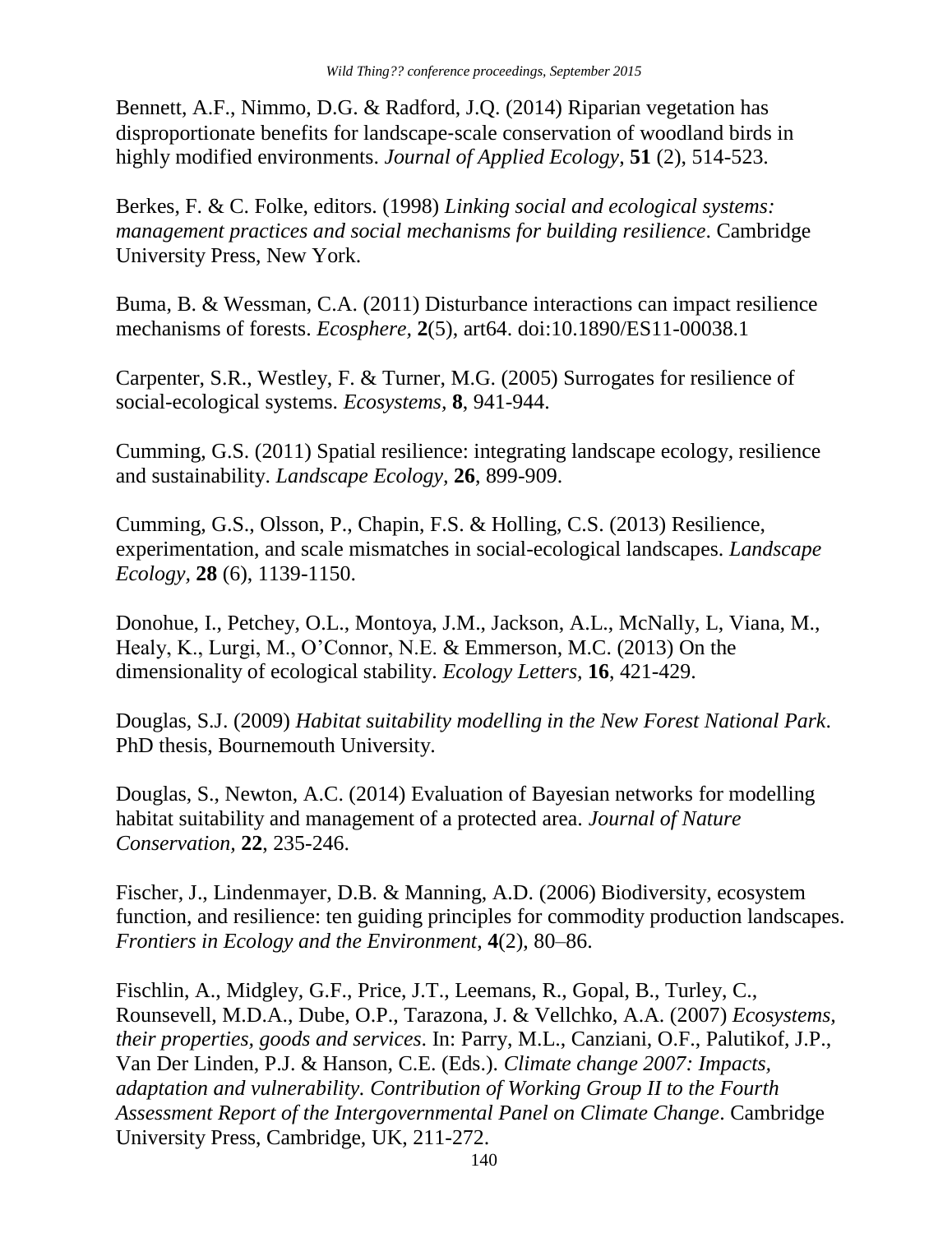Bennett, A.F., Nimmo, D.G. & Radford, J.Q. (2014) Riparian vegetation has disproportionate benefits for landscape-scale conservation of woodland birds in highly modified environments. *Journal of Applied Ecology,* **51** (2), 514-523.

Berkes, F. & C. Folke, editors. (1998) *Linking social and ecological systems: management practices and social mechanisms for building resilience*. Cambridge University Press, New York.

Buma, B. & Wessman, C.A. (2011) Disturbance interactions can impact resilience mechanisms of forests. *Ecosphere,* **2**(5), art64. doi:10.1890/ES11-00038.1

Carpenter, S.R., Westley, F. & Turner, M.G. (2005) Surrogates for resilience of social-ecological systems. *Ecosystems,* **8**, 941-944.

Cumming, G.S. (2011) Spatial resilience: integrating landscape ecology, resilience and sustainability. *Landscape Ecology,* **26**, 899-909.

Cumming, G.S., Olsson, P., Chapin, F.S. & Holling, C.S. (2013) Resilience, experimentation, and scale mismatches in social-ecological landscapes. *Landscape Ecology,* **28** (6), 1139-1150.

Donohue, I., Petchey, O.L., Montoya, J.M., Jackson, A.L., McNally, L, Viana, M., Healy, K., Lurgi, M., O'Connor, N.E. & Emmerson, M.C. (2013) On the dimensionality of ecological stability. *Ecology Letters,* **16**, 421-429.

Douglas, S.J. (2009) *Habitat suitability modelling in the New Forest National Park*. PhD thesis, Bournemouth University.

Douglas, S., Newton, A.C. (2014) Evaluation of Bayesian networks for modelling habitat suitability and management of a protected area. *Journal of Nature Conservation,* **22**, 235-246.

Fischer, J., Lindenmayer, D.B. & Manning, A.D. (2006) Biodiversity, ecosystem function, and resilience: ten guiding principles for commodity production landscapes. *Frontiers in Ecology and the Environment,* **4**(2), 80–86.

Fischlin, A., Midgley, G.F., Price, J.T., Leemans, R., Gopal, B., Turley, C., Rounsevell, M.D.A., Dube, O.P., Tarazona, J. & Vellchko, A.A. (2007) *Ecosystems, their properties, goods and services*. In: Parry, M.L., Canziani, O.F., Palutikof, J.P., Van Der Linden, P.J. & Hanson, C.E. (Eds.). *Climate change 2007: Impacts, adaptation and vulnerability. Contribution of Working Group II to the Fourth Assessment Report of the Intergovernmental Panel on Climate Change*. Cambridge University Press, Cambridge, UK, 211-272.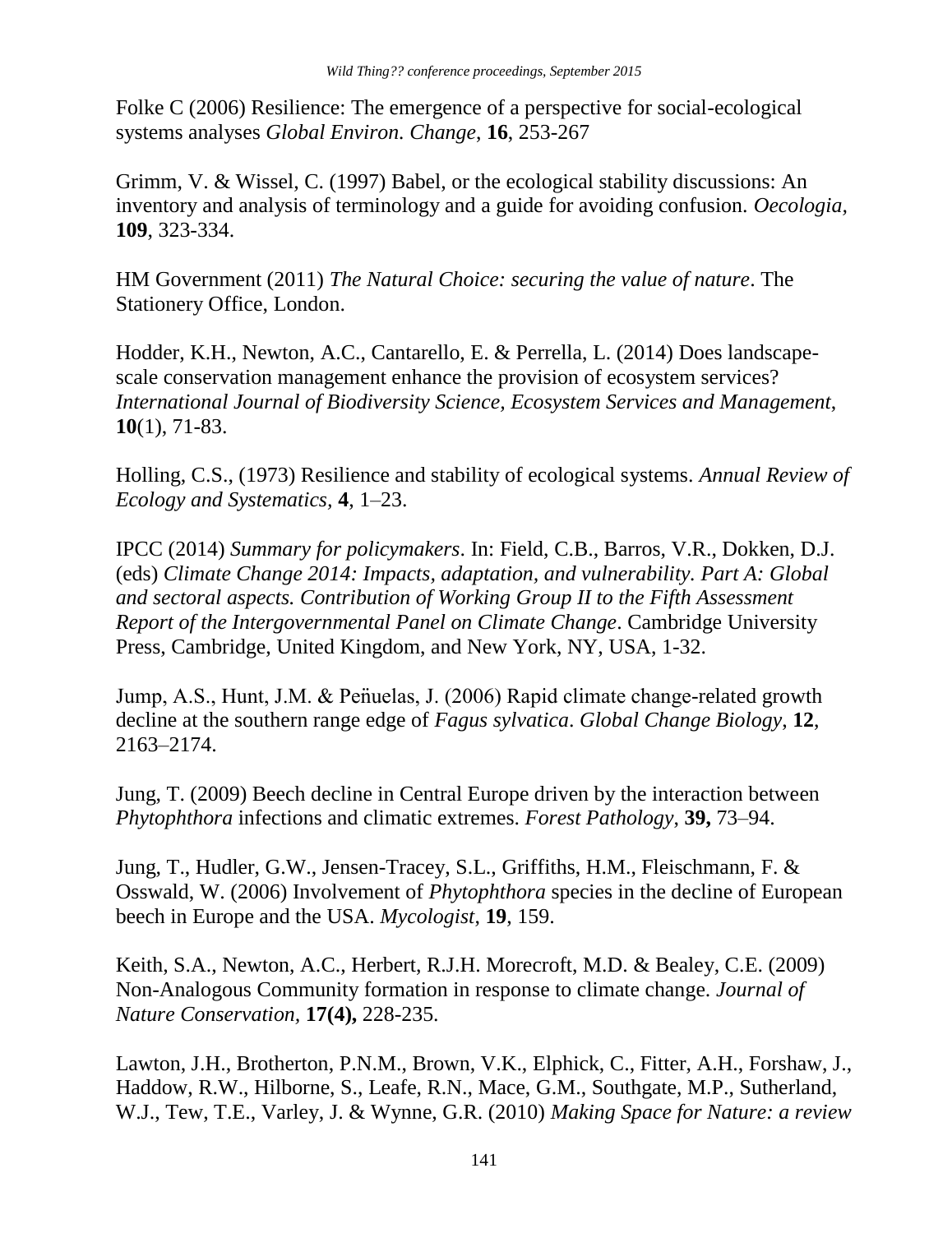Folke C (2006) Resilience: The emergence of a perspective for social-ecological systems analyses *Global Environ. Change*, **16**, 253-267

Grimm, V. & Wissel, C. (1997) Babel, or the ecological stability discussions: An inventory and analysis of terminology and a guide for avoiding confusion. *Oecologia*, **109**, 323-334.

HM Government (2011) *The Natural Choice: securing the value of nature*. The Stationery Office, London.

Hodder, K.H., Newton, A.C., Cantarello, E. & Perrella, L. (2014) Does landscape-scale conservation management enhance the provision of ecosystem services? *International Journal of Biodiversity Science, Ecosystem Services and Management*, **10**(1), 71-83.

Holling, C.S., (1973) Resilience and stability of ecological systems. *Annual Review of Ecology and Systematics,* **4**, 1–23.

IPCC (2014) *Summary for policymakers*. In: Field, C.B., Barros, V.R., Dokken, D.J. (eds) *Climate Change 2014: Impacts, adaptation, and vulnerability. Part A: Global and sectoral aspects. Contribution of Working Group II to the Fifth Assessment Report of the Intergovernmental Panel on Climate Change*. Cambridge University Press, Cambridge, United Kingdom, and New York, NY, USA, 1-32.

Jump, A.S., Hunt, J.M. & Peñuelas, J. (2006) Rapid climate change-related growth decline at the southern range edge of *Fagus sylvatica*. *Global Change Biology*, **12**, 2163–2174.

Jung, T. (2009) Beech decline in Central Europe driven by the interaction between *Phytophthora* infections and climatic extremes. *Forest Pathology*, **39,** 73–94.

Jung, T., Hudler, G.W., Jensen-Tracey, S.L., Griffiths, H.M., Fleischmann, F. & Osswald, W. (2006) Involvement of *Phytophthora* species in the decline of European beech in Europe and the USA. *Mycologist*, **19**, 159.

Keith, S.A., Newton, A.C., Herbert, R.J.H. Morecroft, M.D. & Bealey, C.E. (2009) Non-Analogous Community formation in response to climate change. *Journal of Nature Conservation,* **17(4),** 228-235.

Lawton, J.H., Brotherton, P.N.M., Brown, V.K., Elphick, C., Fitter, A.H., Forshaw, J., Haddow, R.W., Hilborne, S., Leafe, R.N., Mace, G.M., Southgate, M.P., Sutherland, W.J., Tew, T.E., Varley, J. & Wynne, G.R. (2010) *Making Space for Nature: a review*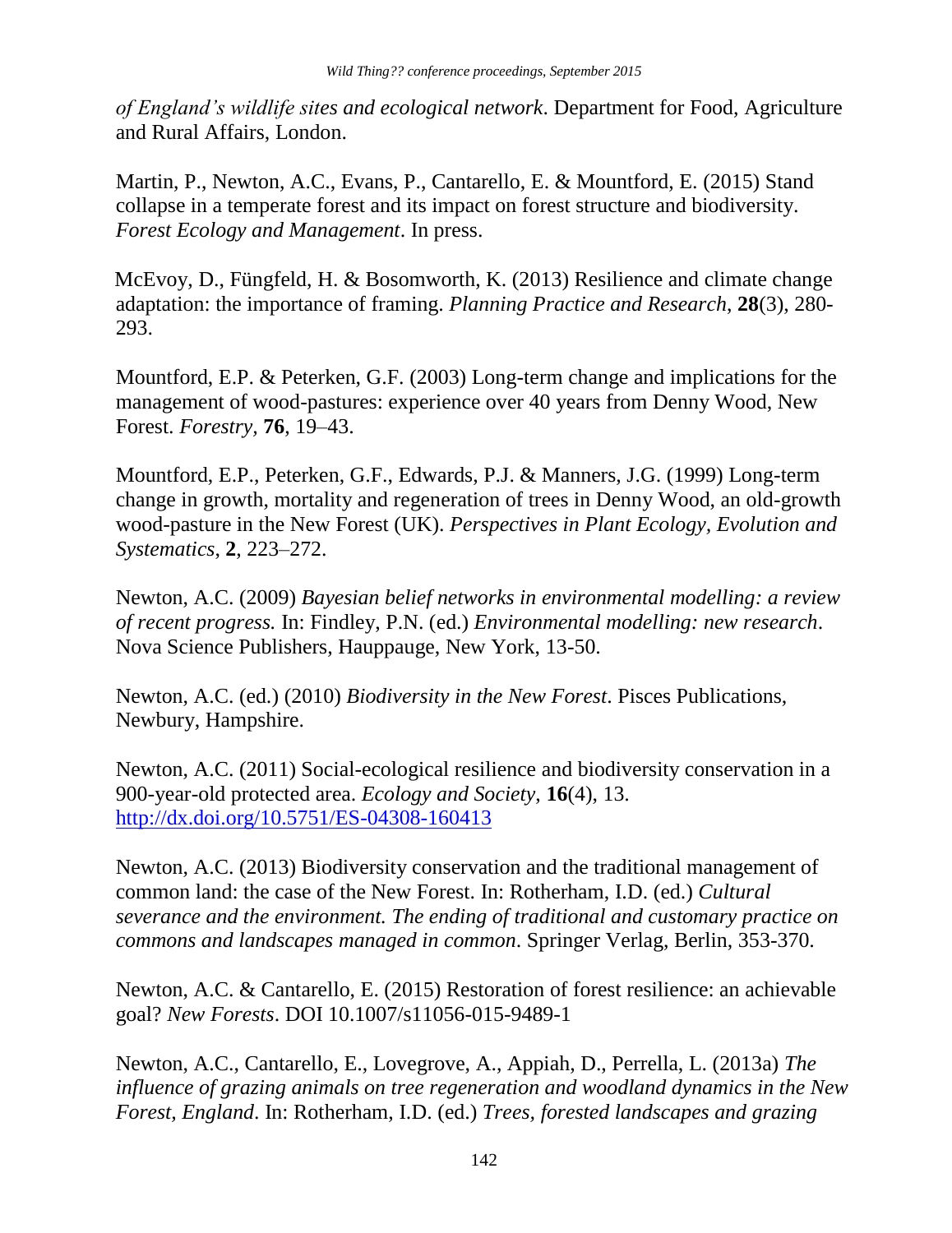*of England's wildlife sites and ecological network*. Department for Food, Agriculture and Rural Affairs, London.

Martin, P., Newton, A.C., Evans, P., Cantarello, E. & Mountford, E. (2015) Stand collapse in a temperate forest and its impact on forest structure and biodiversity. *Forest Ecology and Management*. In press.

McEvoy, D., Füngfeld, H. & Bosomworth, K. (2013) Resilience and climate change adaptation: the importance of framing. *Planning Practice and Research*, **28**(3), 280-293.

Mountford, E.P. & Peterken, G.F. (2003) Long-term change and implications for the management of wood-pastures: experience over 40 years from Denny Wood, New Forest. *Forestry*, **76**, 19–43.

Mountford, E.P., Peterken, G.F., Edwards, P.J. & Manners, J.G. (1999) Long-term change in growth, mortality and regeneration of trees in Denny Wood, an old-growth wood-pasture in the New Forest (UK). *Perspectives in Plant Ecology, Evolution and Systematics*, **2**, 223–272.

Newton, A.C. (2009) *Bayesian belief networks in environmental modelling: a review of recent progress.* In: Findley, P.N. (ed.) *Environmental modelling: new research*. Nova Science Publishers, Hauppauge, New York, 13-50.

Newton, A.C. (ed.) (2010) *Biodiversity in the New Forest*. Pisces Publications, Newbury, Hampshire.

Newton, A.C. (2011) Social-ecological resilience and biodiversity conservation in a 900-year-old protected area. *Ecology and Society*, **16**(4), 13. http://dx.doi.org/10.5751/ES-04308-160413

Newton, A.C. (2013) Biodiversity conservation and the traditional management of common land: the case of the New Forest. In: Rotherham, I.D. (ed.) *Cultural severance and the environment. The ending of traditional and customary practice on commons and landscapes managed in common*. Springer Verlag, Berlin, 353-370.

Newton, A.C. & Cantarello, E. (2015) Restoration of forest resilience: an achievable goal? *New Forests*. DOI 10.1007/s11056-015-9489-1

Newton, A.C., Cantarello, E., Lovegrove, A., Appiah, D., Perrella, L. (2013a) *The influence of grazing animals on tree regeneration and woodland dynamics in the New Forest, England*. In: Rotherham, I.D. (ed.) *Trees, forested landscapes and grazing*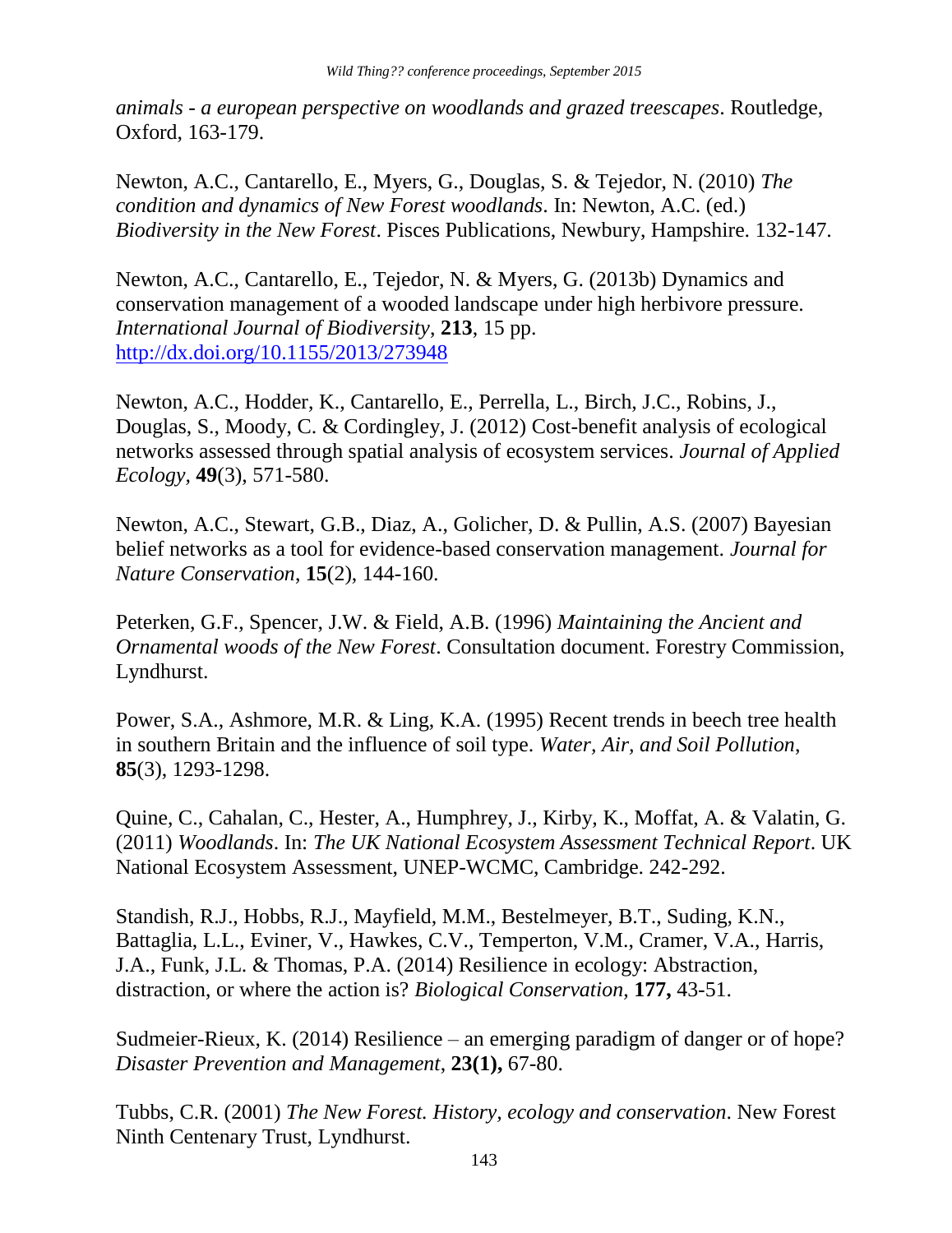*animals - a european perspective on woodlands and grazed treescapes*. Routledge, Oxford, 163-179.

Newton, A.C., Cantarello, E., Myers, G., Douglas, S. & Tejedor, N. (2010) *The condition and dynamics of New Forest woodlands*. In: Newton, A.C. (ed.) *Biodiversity in the New Forest*. Pisces Publications, Newbury, Hampshire. 132-147.

Newton, A.C., Cantarello, E., Tejedor, N. & Myers, G. (2013b) Dynamics and conservation management of a wooded landscape under high herbivore pressure. *International Journal of Biodiversity*, **213**, 15 pp. http://dx.doi.org/10.1155/2013/273948

Newton, A.C., Hodder, K., Cantarello, E., Perrella, L., Birch, J.C., Robins, J., Douglas, S., Moody, C. & Cordingley, J. (2012) Cost-benefit analysis of ecological networks assessed through spatial analysis of ecosystem services. *Journal of Applied Ecology*, **49**(3), 571-580.

Newton, A.C., Stewart, G.B., Diaz, A., Golicher, D. & Pullin, A.S. (2007) Bayesian belief networks as a tool for evidence-based conservation management. *Journal for Nature Conservation*, **15**(2), 144-160.

Peterken, G.F., Spencer, J.W. & Field, A.B. (1996) *Maintaining the Ancient and Ornamental woods of the New Forest*. Consultation document. Forestry Commission, Lyndhurst.

Power, S.A., Ashmore, M.R. & Ling, K.A. (1995) Recent trends in beech tree health in southern Britain and the influence of soil type. *Water, Air, and Soil Pollution*, **85**(3), 1293-1298.

Quine, C., Cahalan, C., Hester, A., Humphrey, J., Kirby, K., Moffat, A. & Valatin, G. (2011) *Woodlands*. In: *The UK National Ecosystem Assessment Technical Report*. UK National Ecosystem Assessment, UNEP-WCMC, Cambridge. 242-292.

Standish, R.J., Hobbs, R.J., Mayfield, M.M., Bestelmeyer, B.T., Suding, K.N., Battaglia, L.L., Eviner, V., Hawkes, C.V., Temperton, V.M., Cramer, V.A., Harris, J.A., Funk, J.L. & Thomas, P.A. (2014) Resilience in ecology: Abstraction, distraction, or where the action is? *Biological Conservation*, **177,** 43-51.

Sudmeier-Rieux, K. (2014) Resilience – an emerging paradigm of danger or of hope? *Disaster Prevention and Management*, **23(1),** 67-80.

Tubbs, C.R. (2001) *The New Forest. History, ecology and conservation*. New Forest Ninth Centenary Trust, Lyndhurst.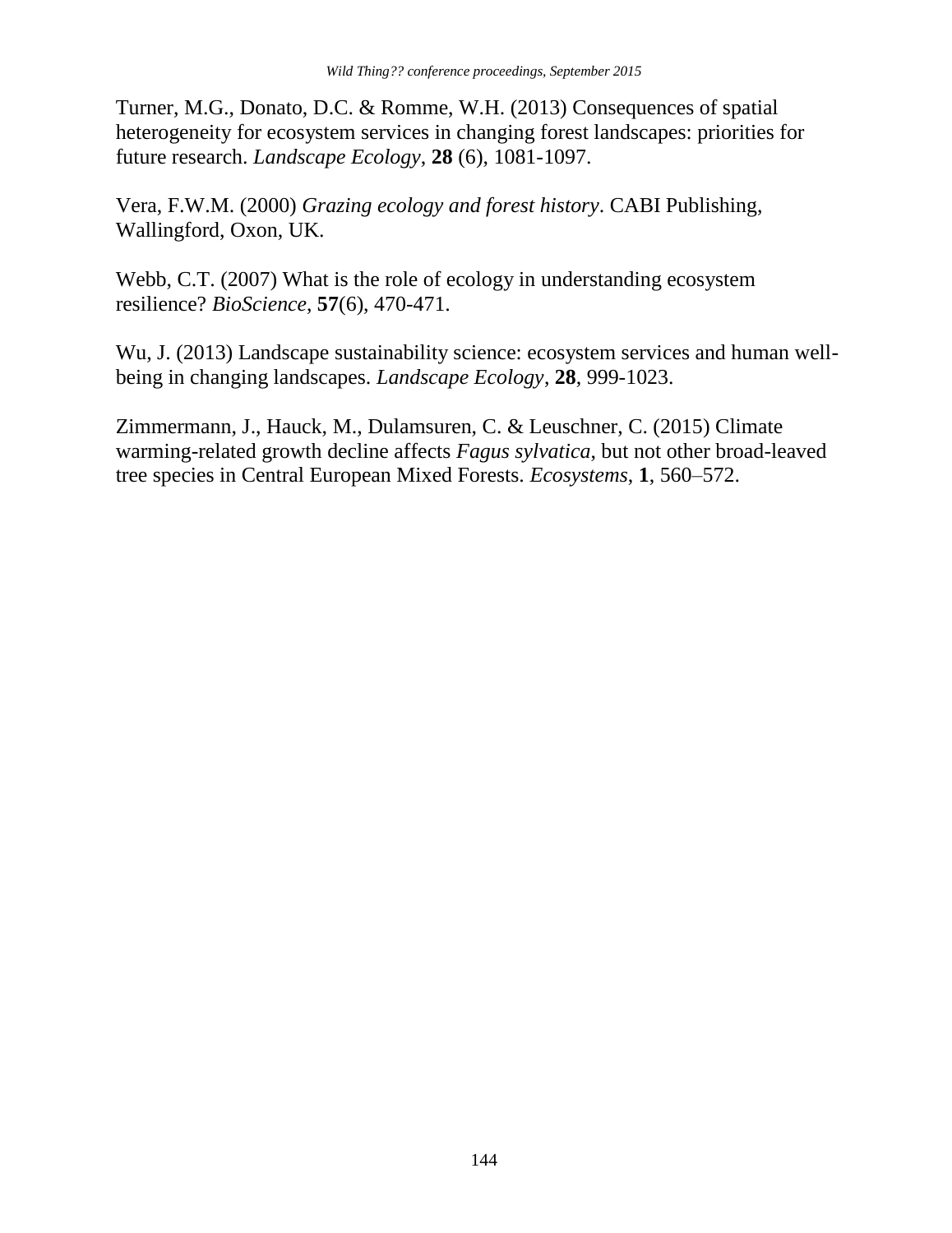Turner, M.G., Donato, D.C. & Romme, W.H. (2013) Consequences of spatial heterogeneity for ecosystem services in changing forest landscapes: priorities for future research. *Landscape Ecology*, **28** (6), 1081-1097.

Vera, F.W.M. (2000) *Grazing ecology and forest history*. CABI Publishing, Wallingford, Oxon, UK.

Webb, C.T. (2007) What is the role of ecology in understanding ecosystem resilience? *BioScience*, **57**(6), 470-471.

Wu, J. (2013) Landscape sustainability science: ecosystem services and human well-being in changing landscapes. *Landscape Ecology*, **28**, 999-1023.

Zimmermann, J., Hauck, M., Dulamsuren, C. & Leuschner, C. (2015) Climate warming-related growth decline affects *Fagus sylvatica*, but not other broad-leaved tree species in Central European Mixed Forests. *Ecosystems*, **1**, 560–572.